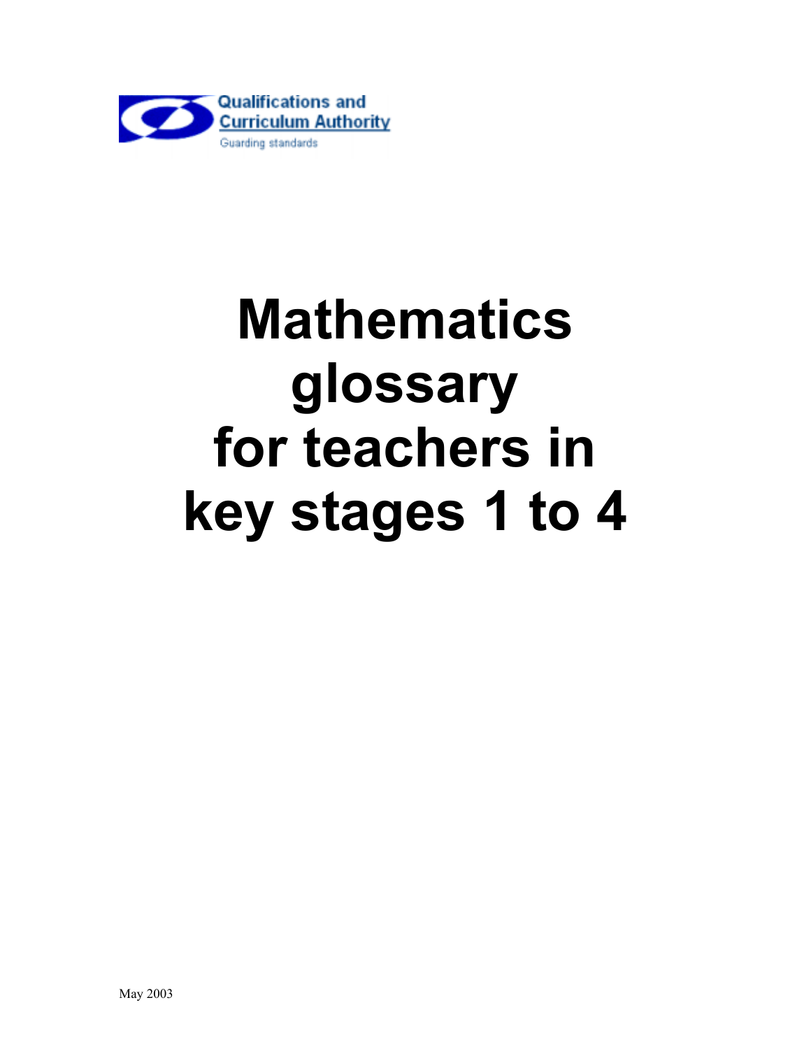Qualifications and Curriculum Authority

Guarding standards

# Mathematics glossary for teachers in key stages 1 to 4

May 2003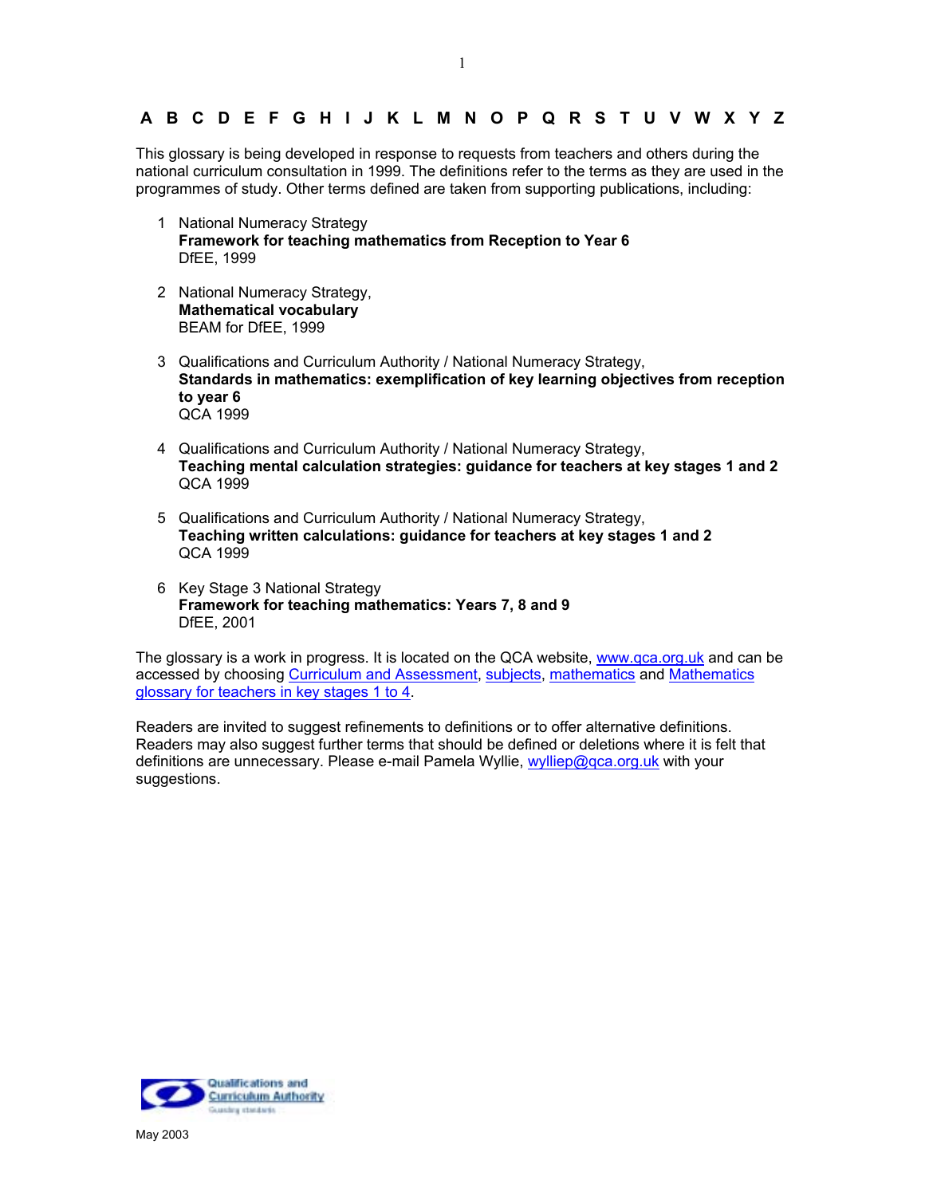A B C D E F G H I J K L M N O P Q R S T U V W X Y Z

This glossary is being developed in response to requests from teachers and others during the national curriculum consultation in 1999. The definitions refer to the terms as they are used in the programmes of study. Other terms defined are taken from supporting publications, including:

1. National Numeracy Strategy
   **Framework for teaching mathematics from Reception to Year 6**
   DfEE, 1999

2. National Numeracy Strategy,
   **Mathematical vocabulary**
   BEAM for DfEE, 1999

3. Qualifications and Curriculum Authority / National Numeracy Strategy,
   **Standards in mathematics: exemplification of key learning objectives from reception to year 6**
   QCA 1999

4. Qualifications and Curriculum Authority / National Numeracy Strategy,
   **Teaching mental calculation strategies: guidance for teachers at key stages 1 and 2**
   QCA 1999

5. Qualifications and Curriculum Authority / National Numeracy Strategy,
   **Teaching written calculations: guidance for teachers at key stages 1 and 2**
   QCA 1999

6. Key Stage 3 National Strategy
   **Framework for teaching mathematics: Years 7, 8 and 9**
   DfEE, 2001

The glossary is a work in progress. It is located on the QCA website, www.qca.org.uk and can be accessed by choosing Curriculum and Assessment, subjects, mathematics and Mathematics glossary for teachers in key stages 1 to 4.

Readers are invited to suggest refinements to definitions or to offer alternative definitions. Readers may also suggest further terms that should be defined or deletions where it is felt that definitions are unnecessary. Please e-mail Pamela Wyllie, wylliep@qca.org.uk with your suggestions.

Qualifications and Curriculum Authority
Guarding standards

May 2003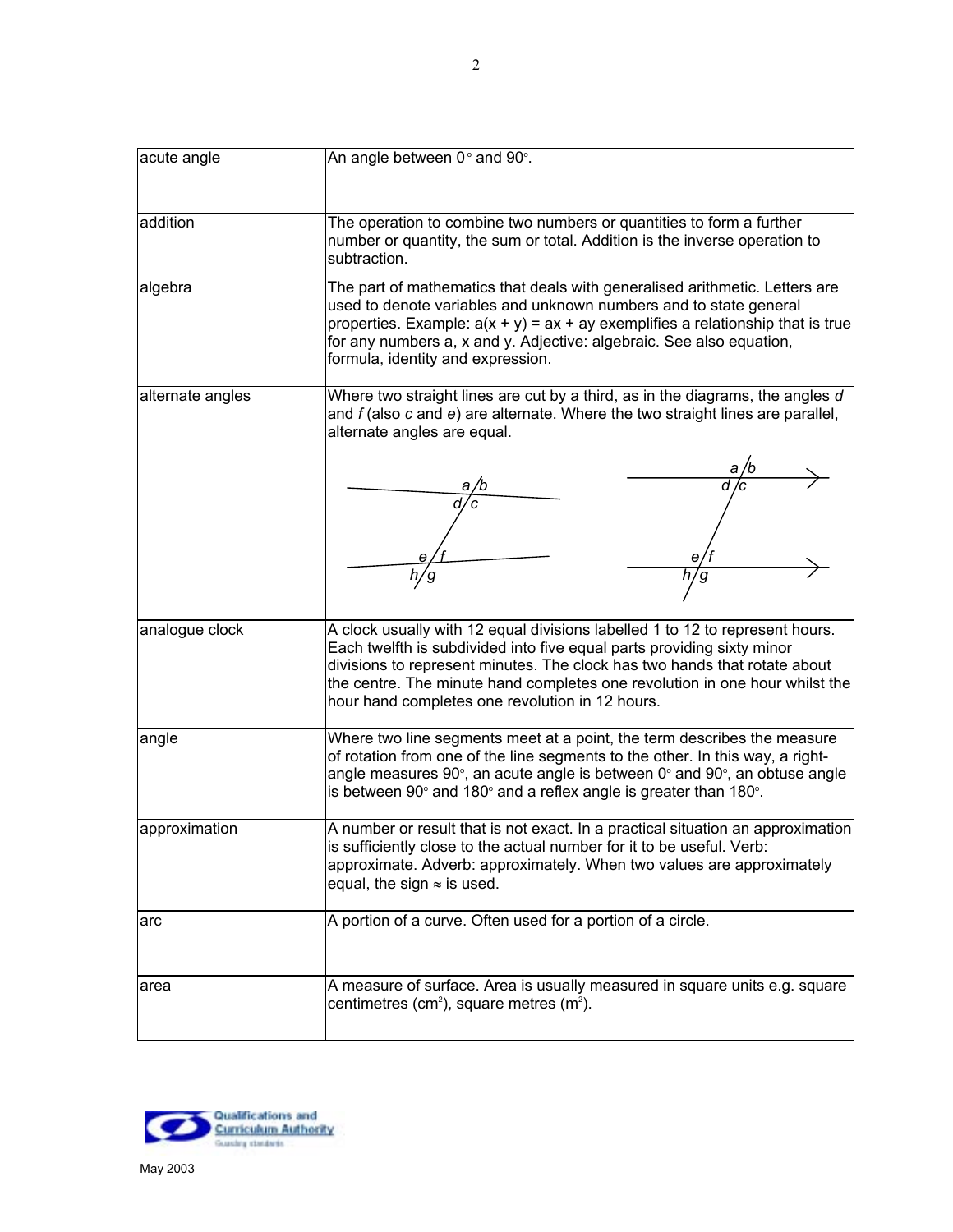| | |
|---|---|
| acute angle | An angle between 0° and 90°. |
| addition | The operation to combine two numbers or quantities to form a further number or quantity, the sum or total. Addition is the inverse operation to subtraction. |
| algebra | The part of mathematics that deals with generalised arithmetic. Letters are used to denote variables and unknown numbers and to state general properties. Example: $a(x + y) = ax + ay$ exemplifies a relationship that is true for any numbers a, x and y. Adjective: algebraic. See also equation, formula, identity and expression. |
| alternate angles | Where two straight lines are cut by a third, as in the diagrams, the angles *d* and *f* (also *c* and *e*) are alternate. Where the two straight lines are parallel, alternate angles are equal. |
| analogue clock | A clock usually with 12 equal divisions labelled 1 to 12 to represent hours. Each twelfth is subdivided into five equal parts providing sixty minor divisions to represent minutes. The clock has two hands that rotate about the centre. The minute hand completes one revolution in one hour whilst the hour hand completes one revolution in 12 hours. |
| angle | Where two line segments meet at a point, the term describes the measure of rotation from one of the line segments to the other. In this way, a right-angle measures 90°, an acute angle is between 0° and 90°, an obtuse angle is between 90° and 180° and a reflex angle is greater than 180°. |
| approximation | A number or result that is not exact. In a practical situation an approximation is sufficiently close to the actual number for it to be useful. Verb: approximate. Adverb: approximately. When two values are approximately equal, the sign ≈ is used. |
| arc | A portion of a curve. Often used for a portion of a circle. |
| area | A measure of surface. Area is usually measured in square units e.g. square centimetres ($cm^2$), square metres ($m^2$). |

May 2003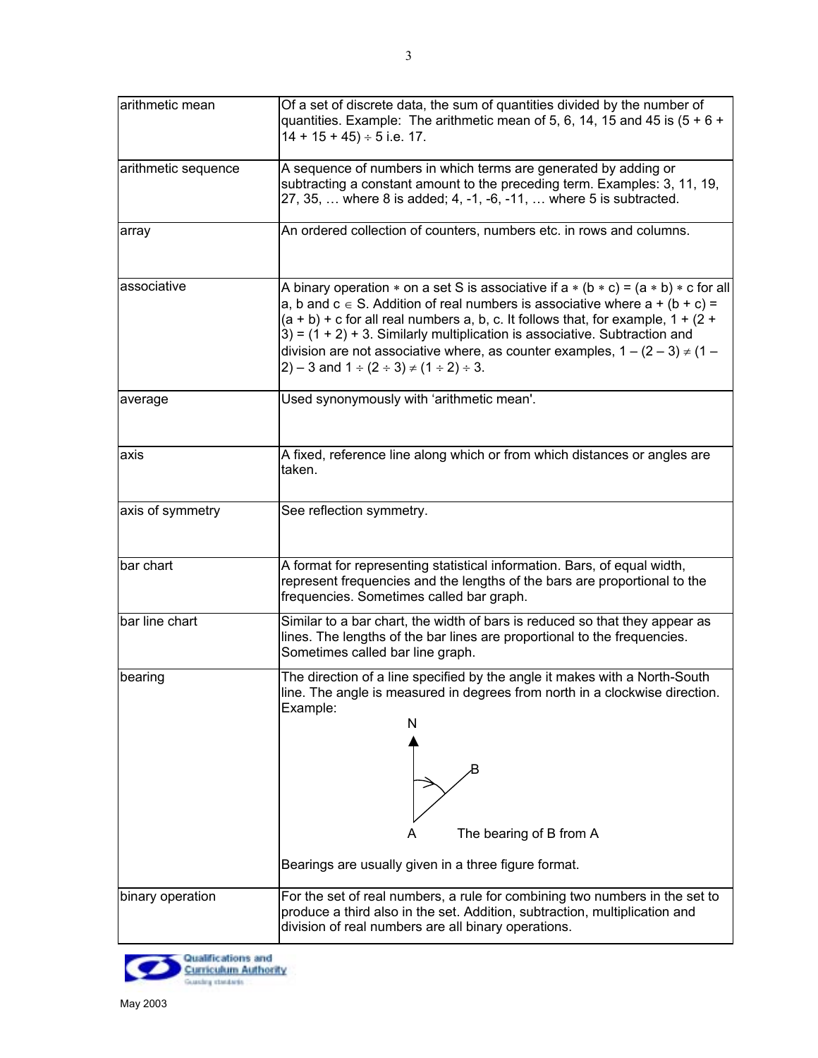| | |
|---|---|
| arithmetic mean | Of a set of discrete data, the sum of quantities divided by the number of quantities. Example: The arithmetic mean of 5, 6, 14, 15 and 45 is $(5 + 6 + 14 + 15 + 45) \div 5$ i.e. 17. |
| arithmetic sequence | A sequence of numbers in which terms are generated by adding or subtracting a constant amount to the preceding term. Examples: 3, 11, 19, 27, 35, … where 8 is added; 4, -1, -6, -11, … where 5 is subtracted. |
| array | An ordered collection of counters, numbers etc. in rows and columns. |
| associative | A binary operation $*$ on a set S is associative if $a * (b * c) = (a * b) * c$ for all a, b and $c \in S$. Addition of real numbers is associative where $a + (b + c) = (a + b) + c$ for all real numbers a, b, c. It follows that, for example, $1 + (2 + 3) = (1 + 2) + 3$. Similarly multiplication is associative. Subtraction and division are not associative where, as counter examples, $1 – (2 – 3) \neq (1 – 2) – 3$ and $1 \div (2 \div 3) \neq (1 \div 2) \div 3$. |
| average | Used synonymously with 'arithmetic mean'. |
| axis | A fixed, reference line along which or from which distances or angles are taken. |
| axis of symmetry | See reflection symmetry. |
| bar chart | A format for representing statistical information. Bars, of equal width, represent frequencies and the lengths of the bars are proportional to the frequencies. Sometimes called bar graph. |
| bar line chart | Similar to a bar chart, the width of bars is reduced so that they appear as lines. The lengths of the bar lines are proportional to the frequencies. Sometimes called bar line graph. |
| bearing | The direction of a line specified by the angle it makes with a North-South line. The angle is measured in degrees from north in a clockwise direction. Example: [Diagram: N, B, A — The bearing of B from A] Bearings are usually given in a three figure format. |
| binary operation | For the set of real numbers, a rule for combining two numbers in the set to produce a third also in the set. Addition, subtraction, multiplication and division of real numbers are all binary operations. |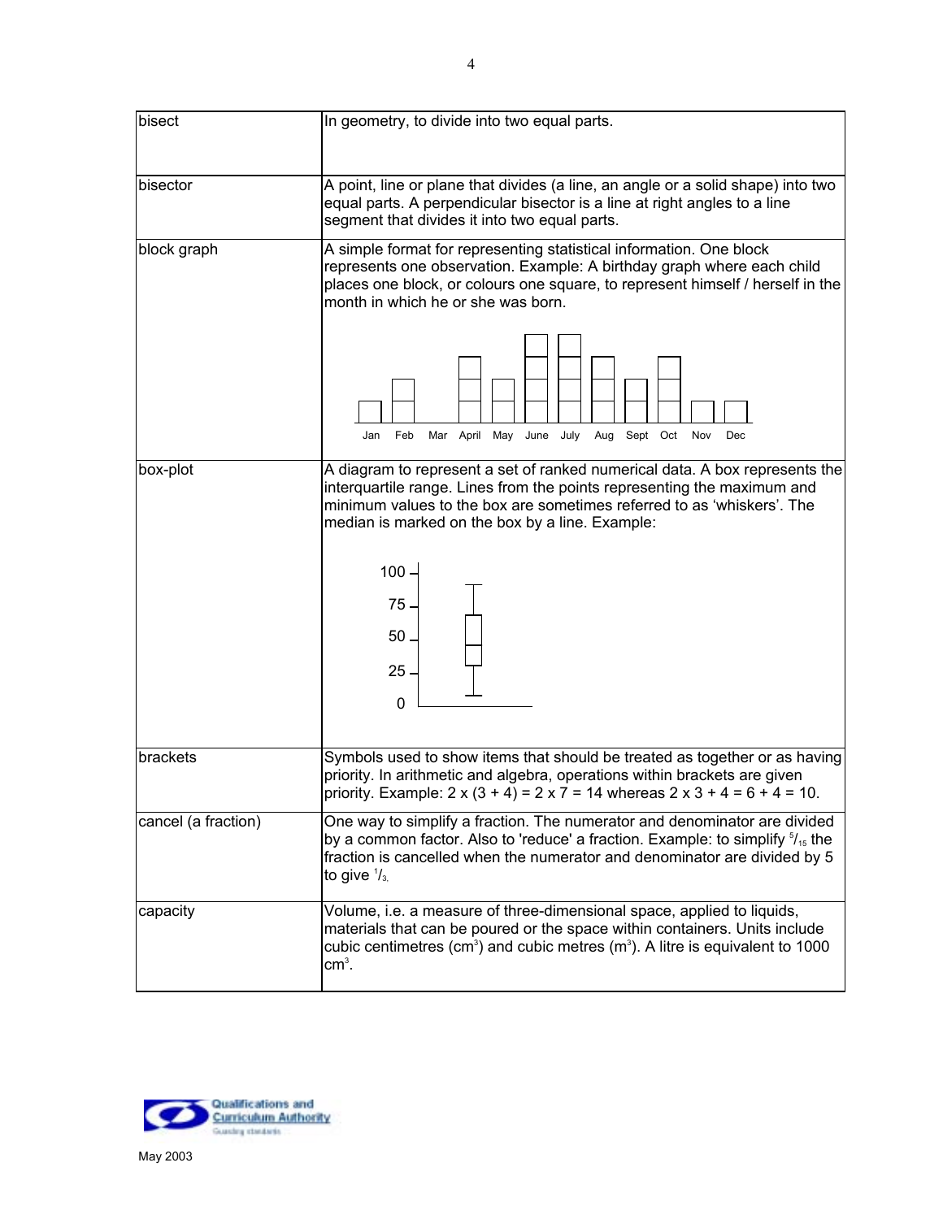| | |
|---|---|
| bisect | In geometry, to divide into two equal parts. |
| bisector | A point, line or plane that divides (a line, an angle or a solid shape) into two equal parts. A perpendicular bisector is a line at right angles to a line segment that divides it into two equal parts. |
| block graph | A simple format for representing statistical information. One block represents one observation. Example: A birthday graph where each child places one block, or colours one square, to represent himself / herself in the month in which he or she was born.<br><br>Jan Feb Mar April May June July Aug Sept Oct Nov Dec |
| box-plot | A diagram to represent a set of ranked numerical data. A box represents the interquartile range. Lines from the points representing the maximum and minimum values to the box are sometimes referred to as 'whiskers'. The median is marked on the box by a line. Example:<br><br>100<br>75<br>50<br>25<br>0 |
| brackets | Symbols used to show items that should be treated as together or as having priority. In arithmetic and algebra, operations within brackets are given priority. Example: 2 x (3 + 4) = 2 x 7 = 14 whereas 2 x 3 + 4 = 6 + 4 = 10. |
| cancel (a fraction) | One way to simplify a fraction. The numerator and denominator are divided by a common factor. Also to 'reduce' a fraction. Example: to simplify $^5/_{15}$ the fraction is cancelled when the numerator and denominator are divided by 5 to give $^1/_3$. |
| capacity | Volume, i.e. a measure of three-dimensional space, applied to liquids, materials that can be poured or the space within containers. Units include cubic centimetres ($cm^3$) and cubic metres ($m^3$). A litre is equivalent to 1000 $cm^3$. |

Qualifications and Curriculum Authority
Guarding standards

May 2003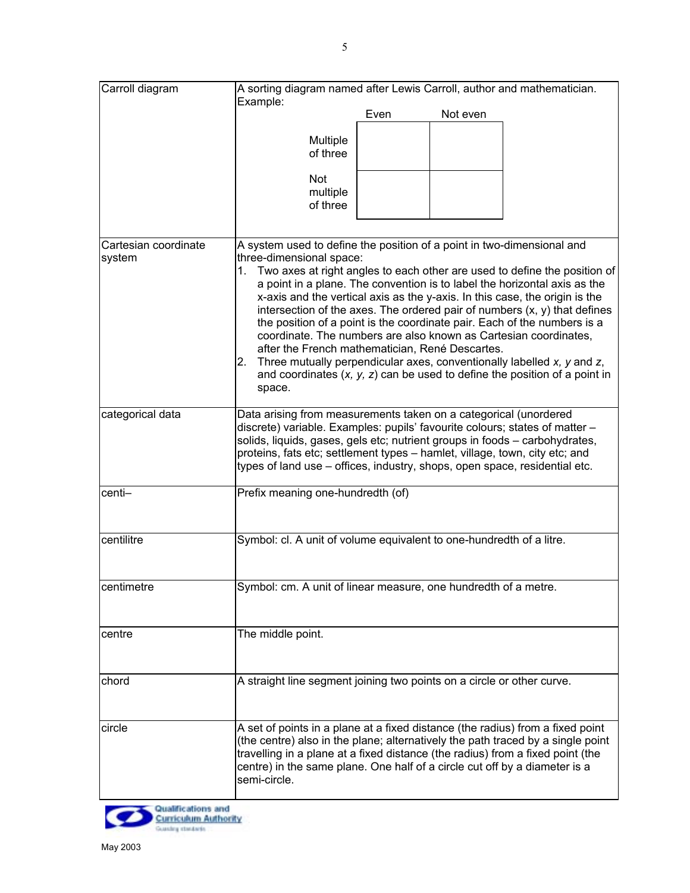| | |
|---|---|
| Carroll diagram | A sorting diagram named after Lewis Carroll, author and mathematician. Example:<br><br>\| \| Even \| Not even \|<br>\|---\|---\|---\|<br>\| Multiple of three \| \| \|<br>\| Not multiple of three \| \| \| |
| Cartesian coordinate system | A system used to define the position of a point in two-dimensional and three-dimensional space:<br>1. Two axes at right angles to each other are used to define the position of a point in a plane. The convention is to label the horizontal axis as the x-axis and the vertical axis as the y-axis. In this case, the origin is the intersection of the axes. The ordered pair of numbers (x, y) that defines the position of a point is the coordinate pair. Each of the numbers is a coordinate. The numbers are also known as Cartesian coordinates, after the French mathematician, René Descartes.<br>2. Three mutually perpendicular axes, conventionally labelled *x, y* and *z*, and coordinates (*x, y, z*) can be used to define the position of a point in space. |
| categorical data | Data arising from measurements taken on a categorical (unordered discrete) variable. Examples: pupils' favourite colours; states of matter – solids, liquids, gases, gels etc; nutrient groups in foods – carbohydrates, proteins, fats etc; settlement types – hamlet, village, town, city etc; and types of land use – offices, industry, shops, open space, residential etc. |
| centi– | Prefix meaning one-hundredth (of) |
| centilitre | Symbol: cl. A unit of volume equivalent to one-hundredth of a litre. |
| centimetre | Symbol: cm. A unit of linear measure, one hundredth of a metre. |
| centre | The middle point. |
| chord | A straight line segment joining two points on a circle or other curve. |
| circle | A set of points in a plane at a fixed distance (the radius) from a fixed point (the centre) also in the plane; alternatively the path traced by a single point travelling in a plane at a fixed distance (the radius) from a fixed point (the centre) in the same plane. One half of a circle cut off by a diameter is a semi-circle. |

Qualifications and Curriculum Authority

May 2003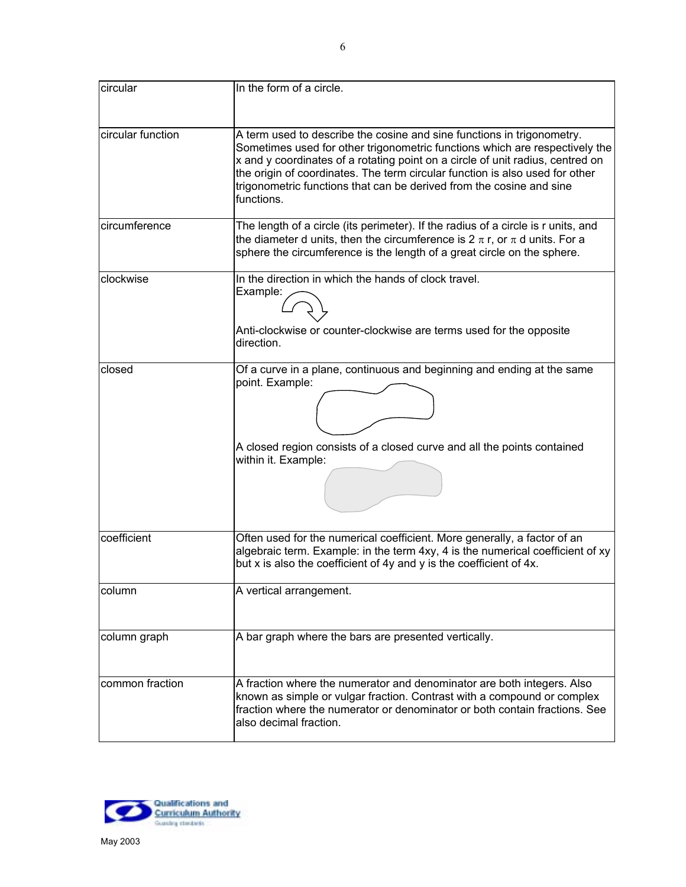| | |
|---|---|
| circular | In the form of a circle. |
| circular function | A term used to describe the cosine and sine functions in trigonometry. Sometimes used for other trigonometric functions which are respectively the x and y coordinates of a rotating point on a circle of unit radius, centred on the origin of coordinates. The term circular function is also used for other trigonometric functions that can be derived from the cosine and sine functions. |
| circumference | The length of a circle (its perimeter). If the radius of a circle is r units, and the diameter d units, then the circumference is $2 \pi r$, or $\pi d$ units. For a sphere the circumference is the length of a great circle on the sphere. |
| clockwise | In the direction in which the hands of clock travel. Example: Anti-clockwise or counter-clockwise are terms used for the opposite direction. |
| closed | Of a curve in a plane, continuous and beginning and ending at the same point. Example: A closed region consists of a closed curve and all the points contained within it. Example: |
| coefficient | Often used for the numerical coefficient. More generally, a factor of an algebraic term. Example: in the term 4xy, 4 is the numerical coefficient of xy but x is also the coefficient of 4y and y is the coefficient of 4x. |
| column | A vertical arrangement. |
| column graph | A bar graph where the bars are presented vertically. |
| common fraction | A fraction where the numerator and denominator are both integers. Also known as simple or vulgar fraction. Contrast with a compound or complex fraction where the numerator or denominator or both contain fractions. See also decimal fraction. |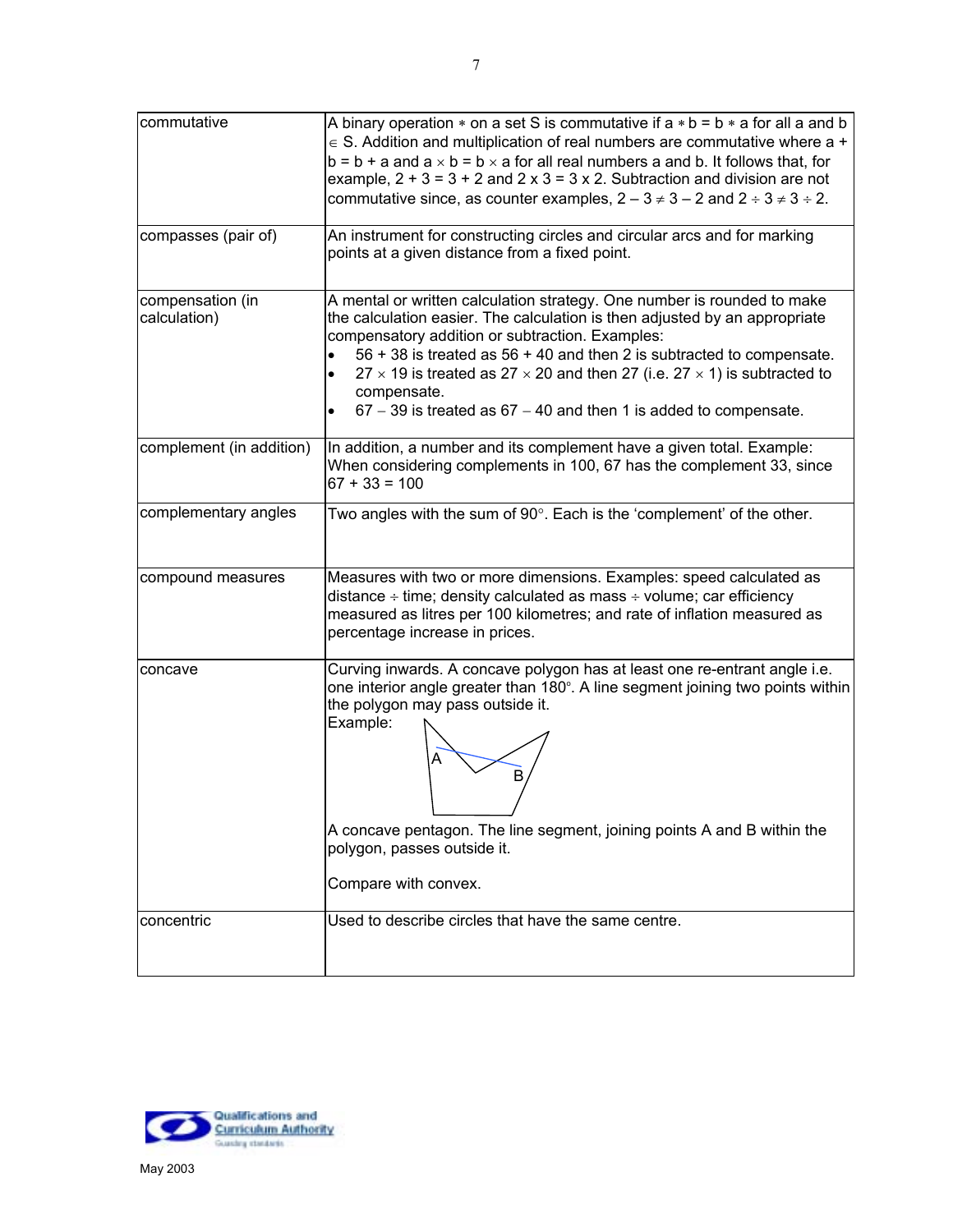| | |
|---|---|
| commutative | A binary operation $*$ on a set S is commutative if $a * b = b * a$ for all a and b $\in$ S. Addition and multiplication of real numbers are commutative where $a + b = b + a$ and $a \times b = b \times a$ for all real numbers a and b. It follows that, for example, $2 + 3 = 3 + 2$ and $2 \times 3 = 3 \times 2$. Subtraction and division are not commutative since, as counter examples, $2 - 3 \neq 3 - 2$ and $2 \div 3 \neq 3 \div 2$. |
| compasses (pair of) | An instrument for constructing circles and circular arcs and for marking points at a given distance from a fixed point. |
| compensation (in calculation) | A mental or written calculation strategy. One number is rounded to make the calculation easier. The calculation is then adjusted by an appropriate compensatory addition or subtraction. Examples:<br>• 56 + 38 is treated as 56 + 40 and then 2 is subtracted to compensate.<br>• $27 \times 19$ is treated as $27 \times 20$ and then 27 (i.e. $27 \times 1$) is subtracted to compensate.<br>• $67 - 39$ is treated as $67 - 40$ and then 1 is added to compensate. |
| complement (in addition) | In addition, a number and its complement have a given total. Example: When considering complements in 100, 67 has the complement 33, since 67 + 33 = 100 |
| complementary angles | Two angles with the sum of 90°. Each is the 'complement' of the other. |
| compound measures | Measures with two or more dimensions. Examples: speed calculated as distance $\div$ time; density calculated as mass $\div$ volume; car efficiency measured as litres per 100 kilometres; and rate of inflation measured as percentage increase in prices. |
| concave | Curving inwards. A concave polygon has at least one re-entrant angle i.e. one interior angle greater than 180°. A line segment joining two points within the polygon may pass outside it.<br>Example:<br>A concave pentagon. The line segment, joining points A and B within the polygon, passes outside it.<br><br>Compare with convex. |
| concentric | Used to describe circles that have the same centre. |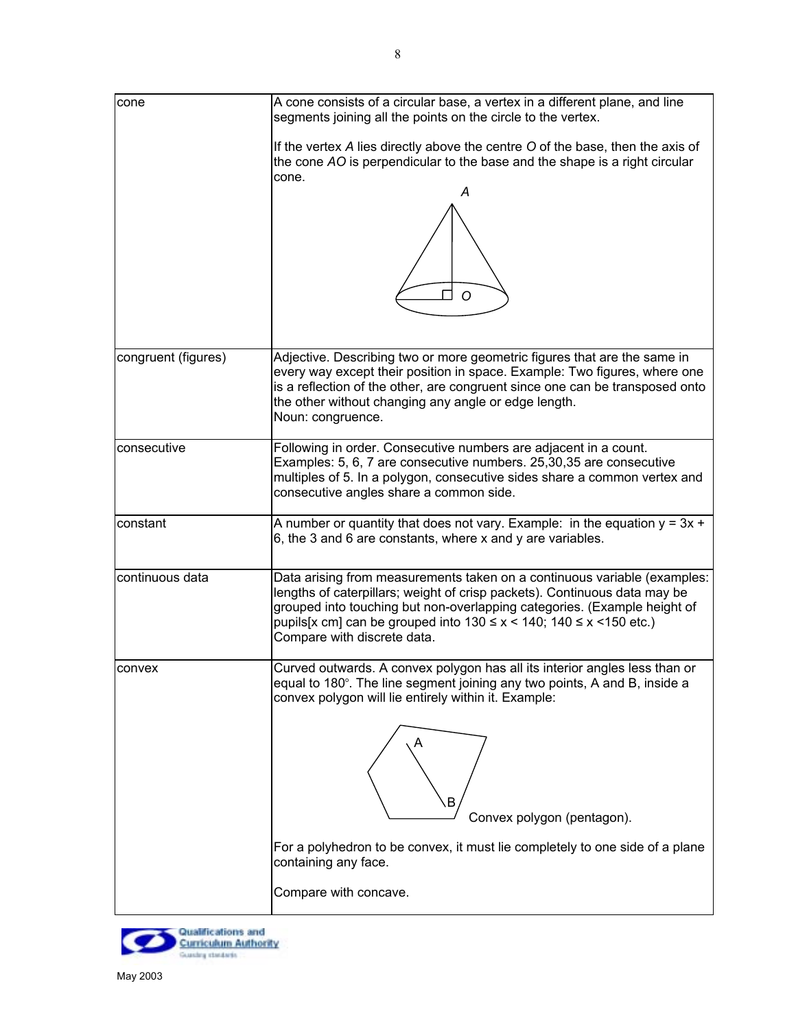| | |
|---|---|
| cone | A cone consists of a circular base, a vertex in a different plane, and line segments joining all the points on the circle to the vertex.<br><br>If the vertex *A* lies directly above the centre *O* of the base, then the axis of the cone *AO* is perpendicular to the base and the shape is a right circular cone. |
| congruent (figures) | Adjective. Describing two or more geometric figures that are the same in every way except their position in space. Example: Two figures, where one is a reflection of the other, are congruent since one can be transposed onto the other without changing any angle or edge length.<br>Noun: congruence. |
| consecutive | Following in order. Consecutive numbers are adjacent in a count. Examples: 5, 6, 7 are consecutive numbers. 25,30,35 are consecutive multiples of 5. In a polygon, consecutive sides share a common vertex and consecutive angles share a common side. |
| constant | A number or quantity that does not vary. Example: in the equation $y = 3x + 6$, the 3 and 6 are constants, where x and y are variables. |
| continuous data | Data arising from measurements taken on a continuous variable (examples: lengths of caterpillars; weight of crisp packets). Continuous data may be grouped into touching but non-overlapping categories. (Example height of pupils[x cm] can be grouped into $130 \le x < 140$; $140 \le x < 150$ etc.) Compare with discrete data. |
| convex | Curved outwards. A convex polygon has all its interior angles less than or equal to 180°. The line segment joining any two points, A and B, inside a convex polygon will lie entirely within it. Example:<br><br>Convex polygon (pentagon).<br><br>For a polyhedron to be convex, it must lie completely to one side of a plane containing any face.<br><br>Compare with concave. |

May 2003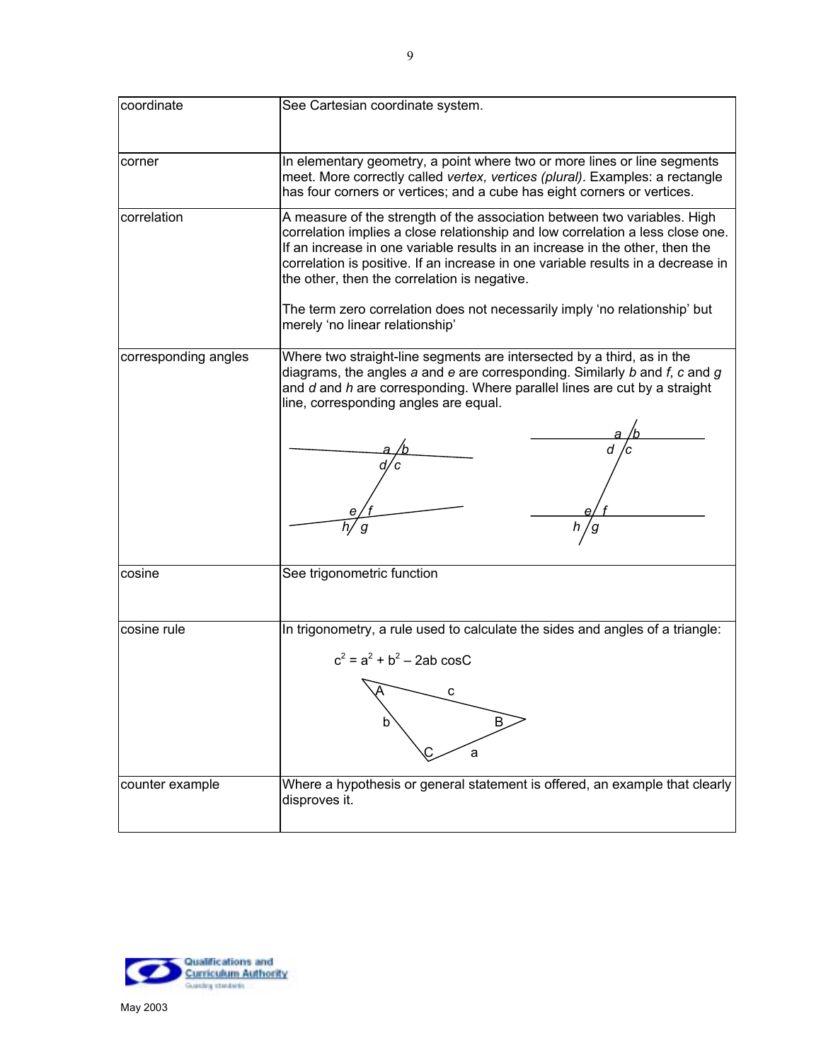| | |
|---|---|
| coordinate | See Cartesian coordinate system. |
| corner | In elementary geometry, a point where two or more lines or line segments meet. More correctly called *vertex, vertices (plural)*. Examples: a rectangle has four corners or vertices; and a cube has eight corners or vertices. |
| correlation | A measure of the strength of the association between two variables. High correlation implies a close relationship and low correlation a less close one. If an increase in one variable results in an increase in the other, then the correlation is positive. If an increase in one variable results in a decrease in the other, then the correlation is negative.<br><br>The term zero correlation does not necessarily imply 'no relationship' but merely 'no linear relationship' |
| corresponding angles | Where two straight-line segments are intersected by a third, as in the diagrams, the angles *a* and *e* are corresponding. Similarly *b* and *f*, *c* and *g* and *d* and *h* are corresponding. Where parallel lines are cut by a straight line, corresponding angles are equal. |
| cosine | See trigonometric function |
| cosine rule | In trigonometry, a rule used to calculate the sides and angles of a triangle:<br><br>$c^2 = a^2 + b^2 - 2ab \cos C$ |
| counter example | Where a hypothesis or general statement is offered, an example that clearly disproves it. |

May 2003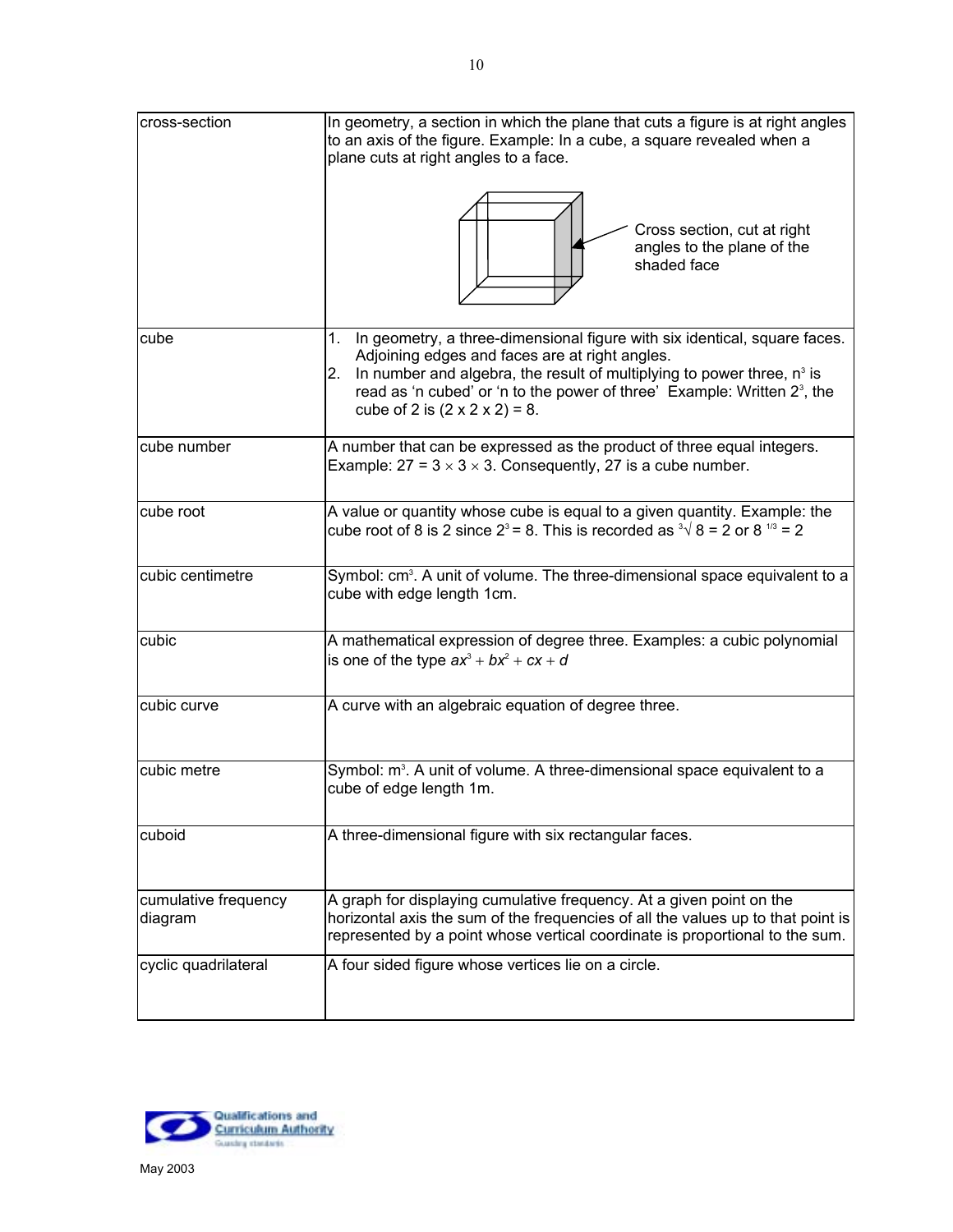| | |
|---|---|
| cross-section | In geometry, a section in which the plane that cuts a figure is at right angles to an axis of the figure. Example: In a cube, a square revealed when a plane cuts at right angles to a face. Cross section, cut at right angles to the plane of the shaded face |
| cube | 1. In geometry, a three-dimensional figure with six identical, square faces. Adjoining edges and faces are at right angles. 2. In number and algebra, the result of multiplying to power three, $n^3$ is read as 'n cubed' or 'n to the power of three' Example: Written $2^3$, the cube of 2 is (2 x 2 x 2) = 8. |
| cube number | A number that can be expressed as the product of three equal integers. Example: $27 = 3 \times 3 \times 3$. Consequently, 27 is a cube number. |
| cube root | A value or quantity whose cube is equal to a given quantity. Example: the cube root of 8 is 2 since $2^3 = 8$. This is recorded as $\sqrt[3]{8} = 2$ or $8^{1/3} = 2$ |
| cubic centimetre | Symbol: $cm^3$. A unit of volume. The three-dimensional space equivalent to a cube with edge length 1cm. |
| cubic | A mathematical expression of degree three. Examples: a cubic polynomial is one of the type $ax^3 + bx^2 + cx + d$ |
| cubic curve | A curve with an algebraic equation of degree three. |
| cubic metre | Symbol: $m^3$. A unit of volume. A three-dimensional space equivalent to a cube of edge length 1m. |
| cuboid | A three-dimensional figure with six rectangular faces. |
| cumulative frequency diagram | A graph for displaying cumulative frequency. At a given point on the horizontal axis the sum of the frequencies of all the values up to that point is represented by a point whose vertical coordinate is proportional to the sum. |
| cyclic quadrilateral | A four sided figure whose vertices lie on a circle. |

May 2003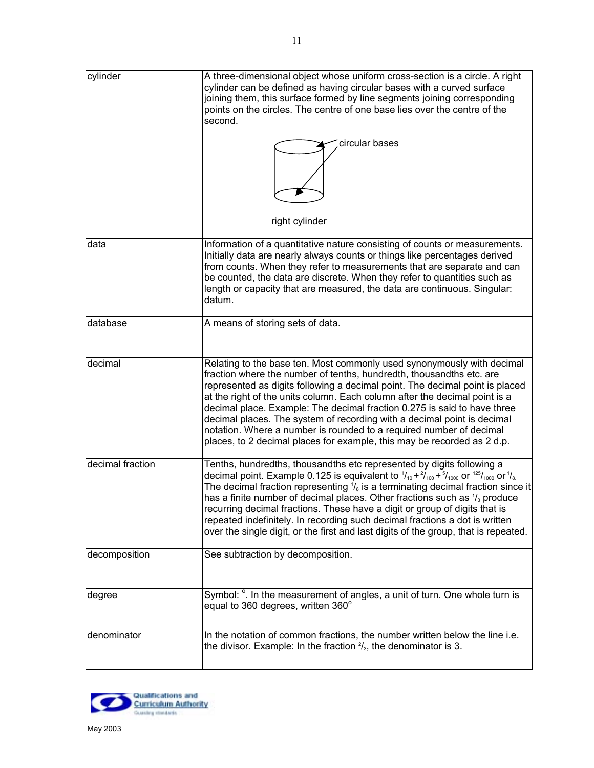| | |
|---|---|
| cylinder | A three-dimensional object whose uniform cross-section is a circle. A right cylinder can be defined as having circular bases with a curved surface joining them, this surface formed by line segments joining corresponding points on the circles. The centre of one base lies over the centre of the second.<br><br>circular bases<br><br>right cylinder |
| data | Information of a quantitative nature consisting of counts or measurements. Initially data are nearly always counts or things like percentages derived from counts. When they refer to measurements that are separate and can be counted, the data are discrete. When they refer to quantities such as length or capacity that are measured, the data are continuous. Singular: datum. |
| database | A means of storing sets of data. |
| decimal | Relating to the base ten. Most commonly used synonymously with decimal fraction where the number of tenths, hundredth, thousandths etc. are represented as digits following a decimal point. The decimal point is placed at the right of the units column. Each column after the decimal point is a decimal place. Example: The decimal fraction 0.275 is said to have three decimal places. The system of recording with a decimal point is decimal notation. Where a number is rounded to a required number of decimal places, to 2 decimal places for example, this may be recorded as 2 d.p. |
| decimal fraction | Tenths, hundredths, thousandths etc represented by digits following a decimal point. Example 0.125 is equivalent to $^1/_{10} + {^2/_{100}} + {^5/_{1000}}$ or $^{125}/_{1000}$ or $^1/_8$. The decimal fraction representing $^1/_8$ is a terminating decimal fraction since it has a finite number of decimal places. Other fractions such as $^1/_3$ produce recurring decimal fractions. These have a digit or group of digits that is repeated indefinitely. In recording such decimal fractions a dot is written over the single digit, or the first and last digits of the group, that is repeated. |
| decomposition | See subtraction by decomposition. |
| degree | Symbol: $^o$. In the measurement of angles, a unit of turn. One whole turn is equal to 360 degrees, written $360^o$ |
| denominator | In the notation of common fractions, the number written below the line i.e. the divisor. Example: In the fraction $^2/_3$, the denominator is 3. |

May 2003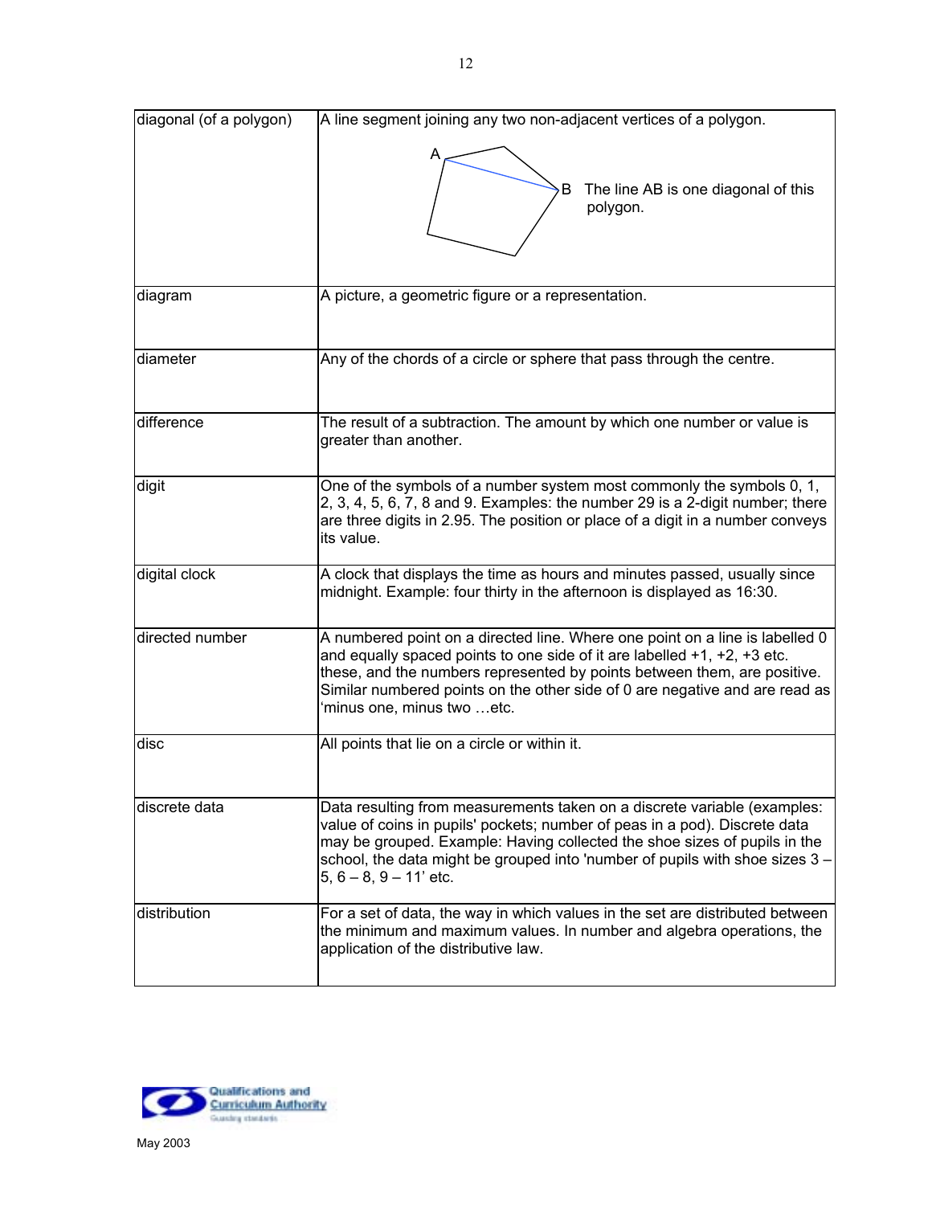| | |
|---|---|
| diagonal (of a polygon) | A line segment joining any two non-adjacent vertices of a polygon. The line AB is one diagonal of this polygon. |
| diagram | A picture, a geometric figure or a representation. |
| diameter | Any of the chords of a circle or sphere that pass through the centre. |
| difference | The result of a subtraction. The amount by which one number or value is greater than another. |
| digit | One of the symbols of a number system most commonly the symbols 0, 1, 2, 3, 4, 5, 6, 7, 8 and 9. Examples: the number 29 is a 2-digit number; there are three digits in 2.95. The position or place of a digit in a number conveys its value. |
| digital clock | A clock that displays the time as hours and minutes passed, usually since midnight. Example: four thirty in the afternoon is displayed as 16:30. |
| directed number | A numbered point on a directed line. Where one point on a line is labelled 0 and equally spaced points to one side of it are labelled +1, +2, +3 etc. these, and the numbers represented by points between them, are positive. Similar numbered points on the other side of 0 are negative and are read as 'minus one, minus two …etc. |
| disc | All points that lie on a circle or within it. |
| discrete data | Data resulting from measurements taken on a discrete variable (examples: value of coins in pupils' pockets; number of peas in a pod). Discrete data may be grouped. Example: Having collected the shoe sizes of pupils in the school, the data might be grouped into 'number of pupils with shoe sizes 3 – 5, 6 – 8, 9 – 11' etc. |
| distribution | For a set of data, the way in which values in the set are distributed between the minimum and maximum values. In number and algebra operations, the application of the distributive law. |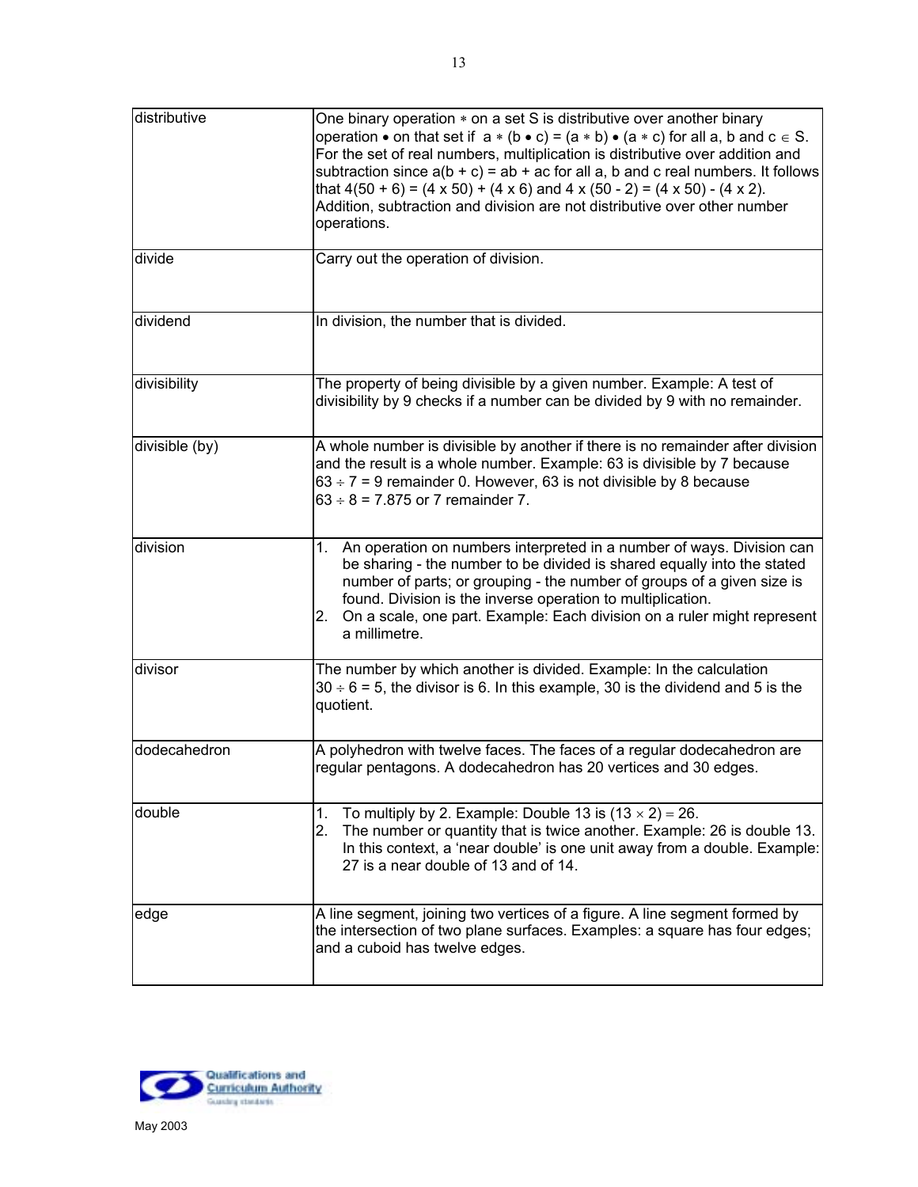| | |
|---|---|
| distributive | One binary operation $*$ on a set S is distributive over another binary operation $\bullet$ on that set if $a * (b \bullet c) = (a * b) \bullet (a * c)$ for all a, b and c $\in$ S. For the set of real numbers, multiplication is distributive over addition and subtraction since $a(b + c) = ab + ac$ for all a, b and c real numbers. It follows that $4(50 + 6) = (4 \times 50) + (4 \times 6)$ and $4 \times (50 - 2) = (4 \times 50) - (4 \times 2)$. Addition, subtraction and division are not distributive over other number operations. |
| divide | Carry out the operation of division. |
| dividend | In division, the number that is divided. |
| divisibility | The property of being divisible by a given number. Example: A test of divisibility by 9 checks if a number can be divided by 9 with no remainder. |
| divisible (by) | A whole number is divisible by another if there is no remainder after division and the result is a whole number. Example: 63 is divisible by 7 because $63 \div 7 = 9$ remainder 0. However, 63 is not divisible by 8 because $63 \div 8 = 7.875$ or 7 remainder 7. |
| division | 1. An operation on numbers interpreted in a number of ways. Division can be sharing - the number to be divided is shared equally into the stated number of parts; or grouping - the number of groups of a given size is found. Division is the inverse operation to multiplication.<br>2. On a scale, one part. Example: Each division on a ruler might represent a millimetre. |
| divisor | The number by which another is divided. Example: In the calculation $30 \div 6 = 5$, the divisor is 6. In this example, 30 is the dividend and 5 is the quotient. |
| dodecahedron | A polyhedron with twelve faces. The faces of a regular dodecahedron are regular pentagons. A dodecahedron has 20 vertices and 30 edges. |
| double | 1. To multiply by 2. Example: Double 13 is $(13 \times 2) = 26$.<br>2. The number or quantity that is twice another. Example: 26 is double 13. In this context, a 'near double' is one unit away from a double. Example: 27 is a near double of 13 and of 14. |
| edge | A line segment, joining two vertices of a figure. A line segment formed by the intersection of two plane surfaces. Examples: a square has four edges; and a cuboid has twelve edges. |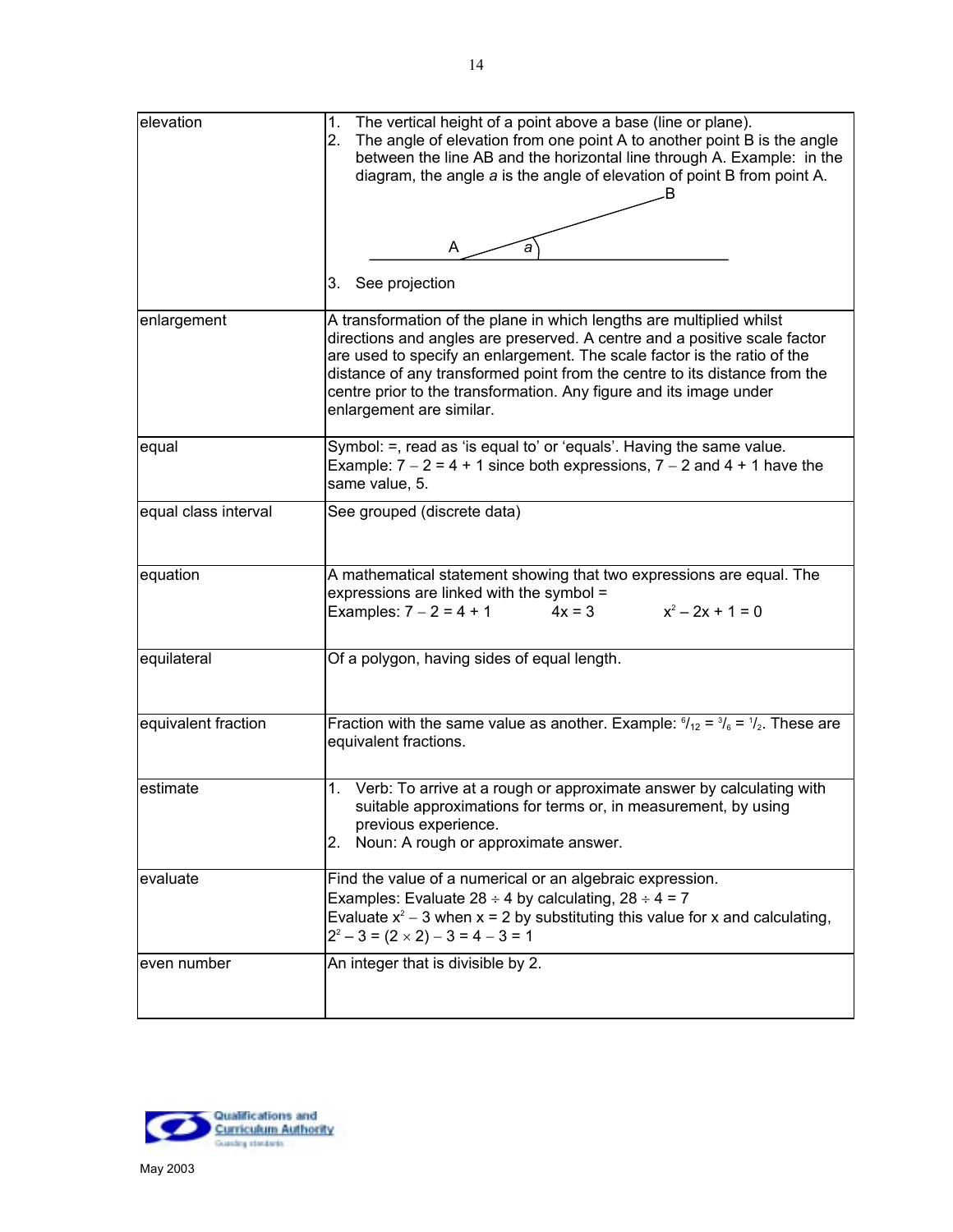| | |
|---|---|
| elevation | 1. The vertical height of a point above a base (line or plane).<br>2. The angle of elevation from one point A to another point B is the angle between the line AB and the horizontal line through A. Example: in the diagram, the angle *a* is the angle of elevation of point B from point A.<br>3. See projection |
| enlargement | A transformation of the plane in which lengths are multiplied whilst directions and angles are preserved. A centre and a positive scale factor are used to specify an enlargement. The scale factor is the ratio of the distance of any transformed point from the centre to its distance from the centre prior to the transformation. Any figure and its image under enlargement are similar. |
| equal | Symbol: =, read as 'is equal to' or 'equals'. Having the same value. Example: $7 - 2 = 4 + 1$ since both expressions, $7 - 2$ and $4 + 1$ have the same value, 5. |
| equal class interval | See grouped (discrete data) |
| equation | A mathematical statement showing that two expressions are equal. The expressions are linked with the symbol =<br>Examples: $7 - 2 = 4 + 1$ $\quad 4x = 3 \quad$ $x^2 - 2x + 1 = 0$ |
| equilateral | Of a polygon, having sides of equal length. |
| equivalent fraction | Fraction with the same value as another. Example: $^6/_{12} = {}^3/_6 = {}^1/_2$. These are equivalent fractions. |
| estimate | 1. Verb: To arrive at a rough or approximate answer by calculating with suitable approximations for terms or, in measurement, by using previous experience.<br>2. Noun: A rough or approximate answer. |
| evaluate | Find the value of a numerical or an algebraic expression.<br>Examples: Evaluate $28 \div 4$ by calculating, $28 \div 4 = 7$<br>Evaluate $x^2 - 3$ when $x = 2$ by substituting this value for x and calculating, $2^2 - 3 = (2 \times 2) - 3 = 4 - 3 = 1$ |
| even number | An integer that is divisible by 2. |

May 2003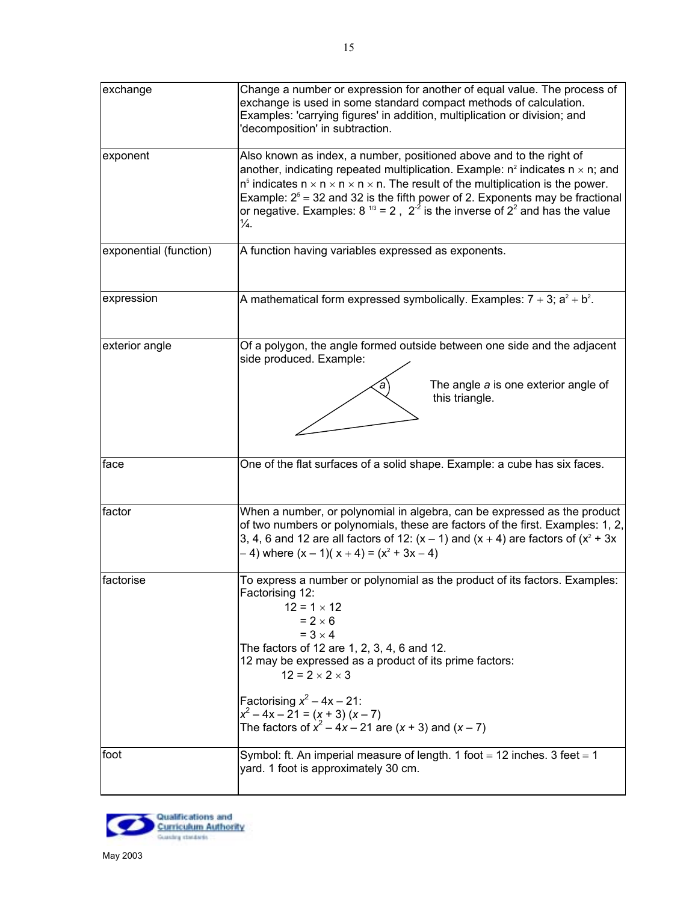| | |
|---|---|
| exchange | Change a number or expression for another of equal value. The process of exchange is used in some standard compact methods of calculation. Examples: 'carrying figures' in addition, multiplication or division; and 'decomposition' in subtraction. |
| exponent | Also known as index, a number, positioned above and to the right of another, indicating repeated multiplication. Example: $n^2$ indicates $n \times n$; and $n^5$ indicates $n \times n \times n \times n \times n$. The result of the multiplication is the power. Example: $2^5 = 32$ and 32 is the fifth power of 2. Exponents may be fractional or negative. Examples: $8^{1/3} = 2$ , $2^{-2}$ is the inverse of $2^2$ and has the value ¼. |
| exponential (function) | A function having variables expressed as exponents. |
| expression | A mathematical form expressed symbolically. Examples: $7 + 3$; $a^2 + b^2$. |
| exterior angle | Of a polygon, the angle formed outside between one side and the adjacent side produced. Example: The angle *a* is one exterior angle of this triangle. |
| face | One of the flat surfaces of a solid shape. Example: a cube has six faces. |
| factor | When a number, or polynomial in algebra, can be expressed as the product of two numbers or polynomials, these are factors of the first. Examples: 1, 2, 3, 4, 6 and 12 are all factors of 12: $(x - 1)$ and $(x + 4)$ are factors of $(x^2 + 3x - 4)$ where $(x - 1)(x + 4) = (x^2 + 3x - 4)$ |
| factorise | To express a number or polynomial as the product of its factors. Examples: Factorising 12: $12 = 1 \times 12$ $= 2 \times 6$ $= 3 \times 4$ The factors of 12 are 1, 2, 3, 4, 6 and 12. 12 may be expressed as a product of its prime factors: $12 = 2 \times 2 \times 3$ Factorising $x^2 - 4x - 21$: $x^2 - 4x - 21 = (x + 3)(x - 7)$ The factors of $x^2 - 4x - 21$ are $(x + 3)$ and $(x - 7)$ |
| foot | Symbol: ft. An imperial measure of length. 1 foot = 12 inches. 3 feet = 1 yard. 1 foot is approximately 30 cm. |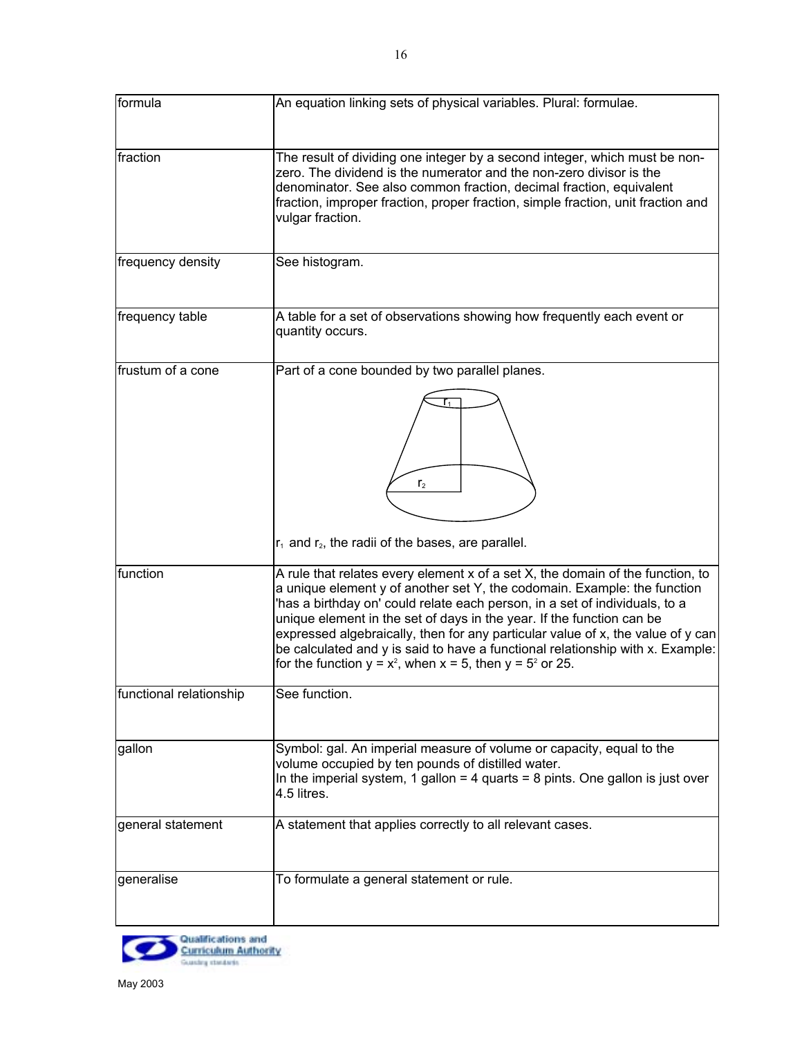| | |
|---|---|
| formula | An equation linking sets of physical variables. Plural: formulae. |
| fraction | The result of dividing one integer by a second integer, which must be non-zero. The dividend is the numerator and the non-zero divisor is the denominator. See also common fraction, decimal fraction, equivalent fraction, improper fraction, proper fraction, simple fraction, unit fraction and vulgar fraction. |
| frequency density | See histogram. |
| frequency table | A table for a set of observations showing how frequently each event or quantity occurs. |
| frustum of a cone | Part of a cone bounded by two parallel planes. $r_1$ and $r_2$, the radii of the bases, are parallel. |
| function | A rule that relates every element x of a set X, the domain of the function, to a unique element y of another set Y, the codomain. Example: the function 'has a birthday on' could relate each person, in a set of individuals, to a unique element in the set of days in the year. If the function can be expressed algebraically, then for any particular value of x, the value of y can be calculated and y is said to have a functional relationship with x. Example: for the function $y = x^2$, when $x = 5$, then $y = 5^2$ or 25. |
| functional relationship | See function. |
| gallon | Symbol: gal. An imperial measure of volume or capacity, equal to the volume occupied by ten pounds of distilled water. In the imperial system, 1 gallon = 4 quarts = 8 pints. One gallon is just over 4.5 litres. |
| general statement | A statement that applies correctly to all relevant cases. |
| generalise | To formulate a general statement or rule. |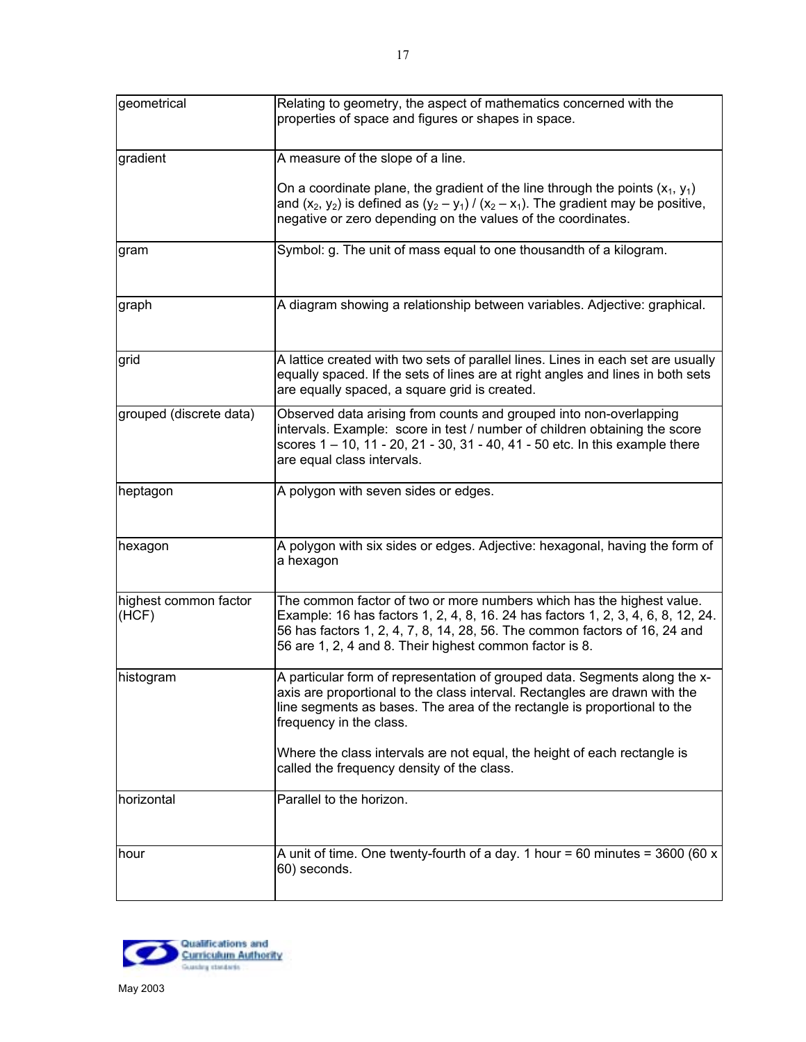| | |
|---|---|
| geometrical | Relating to geometry, the aspect of mathematics concerned with the properties of space and figures or shapes in space. |
| gradient | A measure of the slope of a line.<br><br>On a coordinate plane, the gradient of the line through the points $(x_1, y_1)$ and $(x_2, y_2)$ is defined as $(y_2 – y_1) / (x_2 – x_1)$. The gradient may be positive, negative or zero depending on the values of the coordinates. |
| gram | Symbol: g. The unit of mass equal to one thousandth of a kilogram. |
| graph | A diagram showing a relationship between variables. Adjective: graphical. |
| grid | A lattice created with two sets of parallel lines. Lines in each set are usually equally spaced. If the sets of lines are at right angles and lines in both sets are equally spaced, a square grid is created. |
| grouped (discrete data) | Observed data arising from counts and grouped into non-overlapping intervals. Example: score in test / number of children obtaining the score scores 1 – 10, 11 - 20, 21 - 30, 31 - 40, 41 - 50 etc. In this example there are equal class intervals. |
| heptagon | A polygon with seven sides or edges. |
| hexagon | A polygon with six sides or edges. Adjective: hexagonal, having the form of a hexagon |
| highest common factor (HCF) | The common factor of two or more numbers which has the highest value. Example: 16 has factors 1, 2, 4, 8, 16. 24 has factors 1, 2, 3, 4, 6, 8, 12, 24. 56 has factors 1, 2, 4, 7, 8, 14, 28, 56. The common factors of 16, 24 and 56 are 1, 2, 4 and 8. Their highest common factor is 8. |
| histogram | A particular form of representation of grouped data. Segments along the x-axis are proportional to the class interval. Rectangles are drawn with the line segments as bases. The area of the rectangle is proportional to the frequency in the class.<br><br>Where the class intervals are not equal, the height of each rectangle is called the frequency density of the class. |
| horizontal | Parallel to the horizon. |
| hour | A unit of time. One twenty-fourth of a day. 1 hour = 60 minutes = 3600 (60 x 60) seconds. |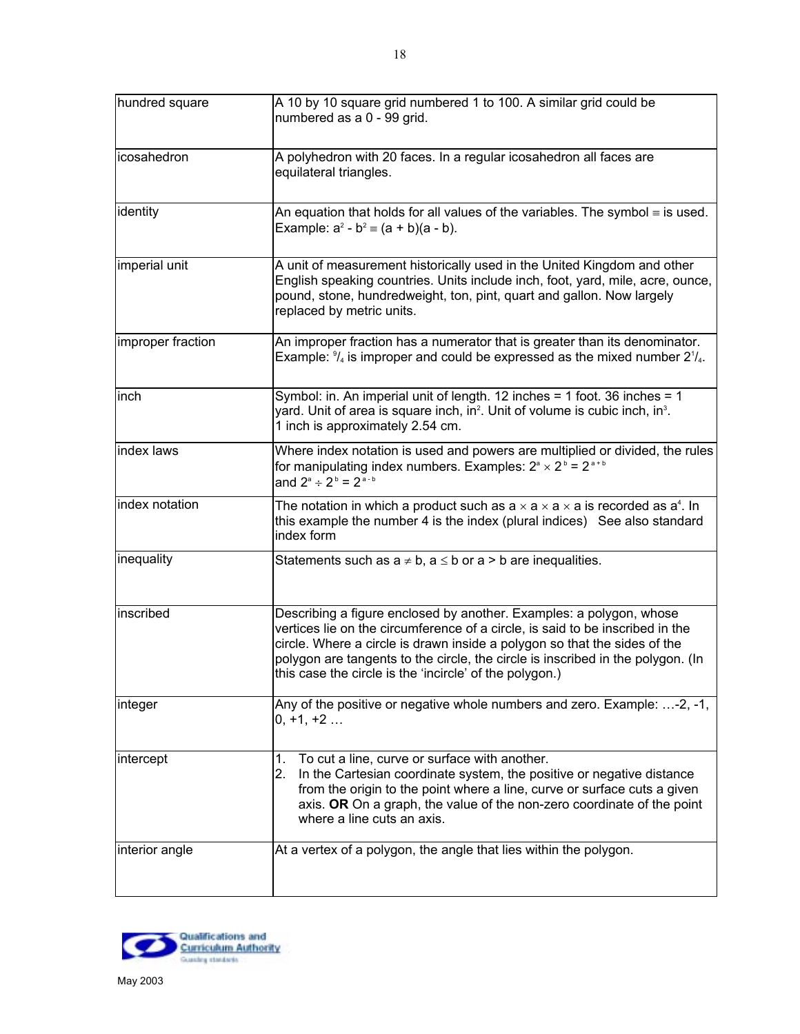| | |
|---|---|
| hundred square | A 10 by 10 square grid numbered 1 to 100. A similar grid could be numbered as a 0 - 99 grid. |
| icosahedron | A polyhedron with 20 faces. In a regular icosahedron all faces are equilateral triangles. |
| identity | An equation that holds for all values of the variables. The symbol ≡ is used. Example: $a^2 - b^2 \equiv (a + b)(a - b)$. |
| imperial unit | A unit of measurement historically used in the United Kingdom and other English speaking countries. Units include inch, foot, yard, mile, acre, ounce, pound, stone, hundredweight, ton, pint, quart and gallon. Now largely replaced by metric units. |
| improper fraction | An improper fraction has a numerator that is greater than its denominator. Example: $^9/_4$ is improper and could be expressed as the mixed number $2^1/_4$. |
| inch | Symbol: in. An imperial unit of length. 12 inches = 1 foot. 36 inches = 1 yard. Unit of area is square inch, $in^2$. Unit of volume is cubic inch, $in^3$. 1 inch is approximately 2.54 cm. |
| index laws | Where index notation is used and powers are multiplied or divided, the rules for manipulating index numbers. Examples: $2^a \times 2^b = 2^{a+b}$ and $2^a \div 2^b = 2^{a-b}$ |
| index notation | The notation in which a product such as $a \times a \times a \times a$ is recorded as $a^4$. In this example the number 4 is the index (plural indices) See also standard index form |
| inequality | Statements such as $a \neq b$, $a \leq b$ or $a > b$ are inequalities. |
| inscribed | Describing a figure enclosed by another. Examples: a polygon, whose vertices lie on the circumference of a circle, is said to be inscribed in the circle. Where a circle is drawn inside a polygon so that the sides of the polygon are tangents to the circle, the circle is inscribed in the polygon. (In this case the circle is the 'incircle' of the polygon.) |
| integer | Any of the positive or negative whole numbers and zero. Example: …-2, -1, 0, +1, +2 … |
| intercept | 1. To cut a line, curve or surface with another. 2. In the Cartesian coordinate system, the positive or negative distance from the origin to the point where a line, curve or surface cuts a given axis. **OR** On a graph, the value of the non-zero coordinate of the point where a line cuts an axis. |
| interior angle | At a vertex of a polygon, the angle that lies within the polygon. |

May 2003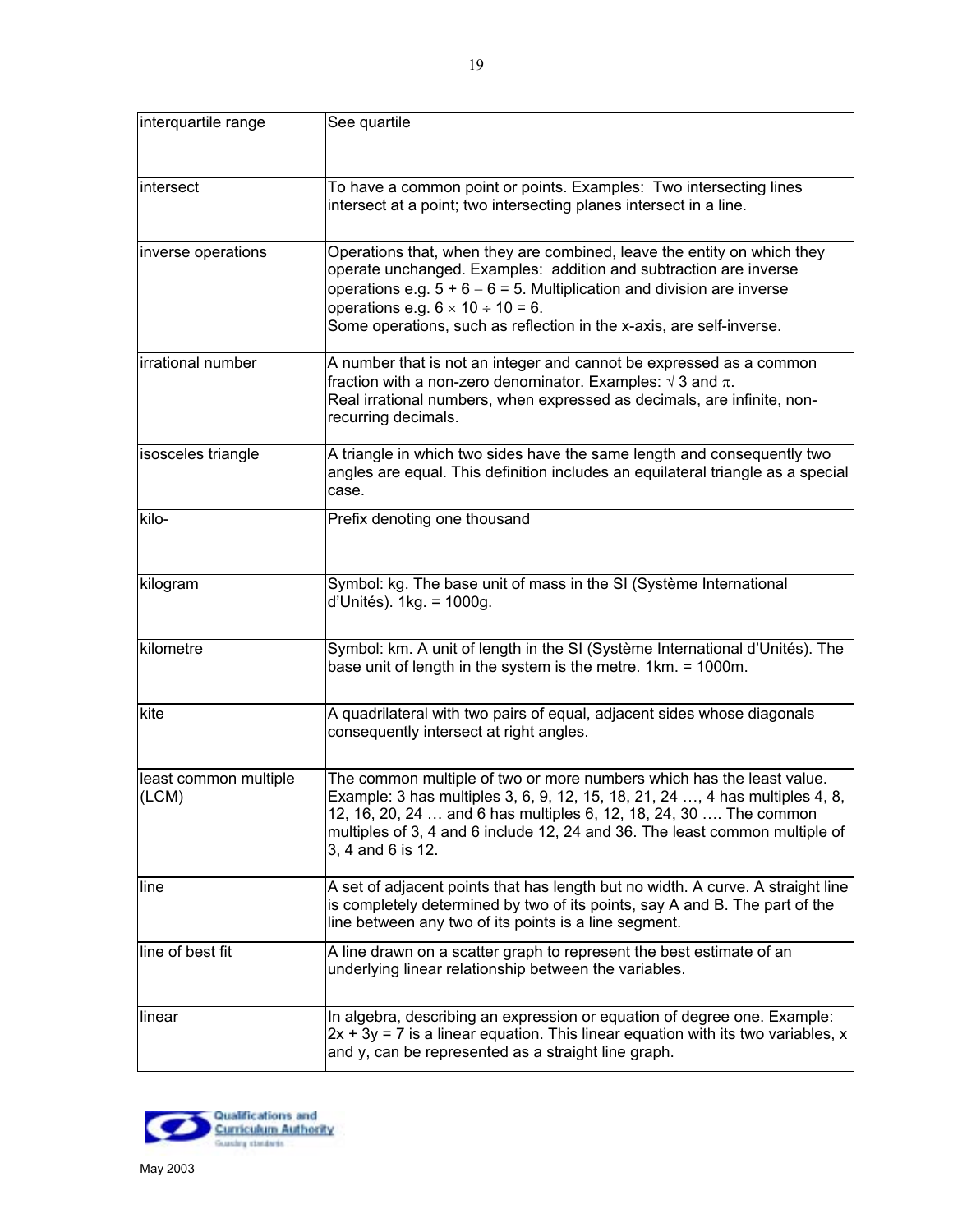| | |
|---|---|
| interquartile range | See quartile |
| intersect | To have a common point or points. Examples: Two intersecting lines intersect at a point; two intersecting planes intersect in a line. |
| inverse operations | Operations that, when they are combined, leave the entity on which they operate unchanged. Examples: addition and subtraction are inverse operations e.g. $5 + 6 - 6 = 5$. Multiplication and division are inverse operations e.g. $6 \times 10 \div 10 = 6$.<br>Some operations, such as reflection in the x-axis, are self-inverse. |
| irrational number | A number that is not an integer and cannot be expressed as a common fraction with a non-zero denominator. Examples: $\sqrt{3}$ and $\pi$.<br>Real irrational numbers, when expressed as decimals, are infinite, non-recurring decimals. |
| isosceles triangle | A triangle in which two sides have the same length and consequently two angles are equal. This definition includes an equilateral triangle as a special case. |
| kilo- | Prefix denoting one thousand |
| kilogram | Symbol: kg. The base unit of mass in the SI (Système International d'Unités). 1kg. = 1000g. |
| kilometre | Symbol: km. A unit of length in the SI (Système International d'Unités). The base unit of length in the system is the metre. 1km. = 1000m. |
| kite | A quadrilateral with two pairs of equal, adjacent sides whose diagonals consequently intersect at right angles. |
| least common multiple (LCM) | The common multiple of two or more numbers which has the least value. Example: 3 has multiples 3, 6, 9, 12, 15, 18, 21, 24 …, 4 has multiples 4, 8, 12, 16, 20, 24 … and 6 has multiples 6, 12, 18, 24, 30 …. The common multiples of 3, 4 and 6 include 12, 24 and 36. The least common multiple of 3, 4 and 6 is 12. |
| line | A set of adjacent points that has length but no width. A curve. A straight line is completely determined by two of its points, say A and B. The part of the line between any two of its points is a line segment. |
| line of best fit | A line drawn on a scatter graph to represent the best estimate of an underlying linear relationship between the variables. |
| linear | In algebra, describing an expression or equation of degree one. Example: $2x + 3y = 7$ is a linear equation. This linear equation with its two variables, x and y, can be represented as a straight line graph. |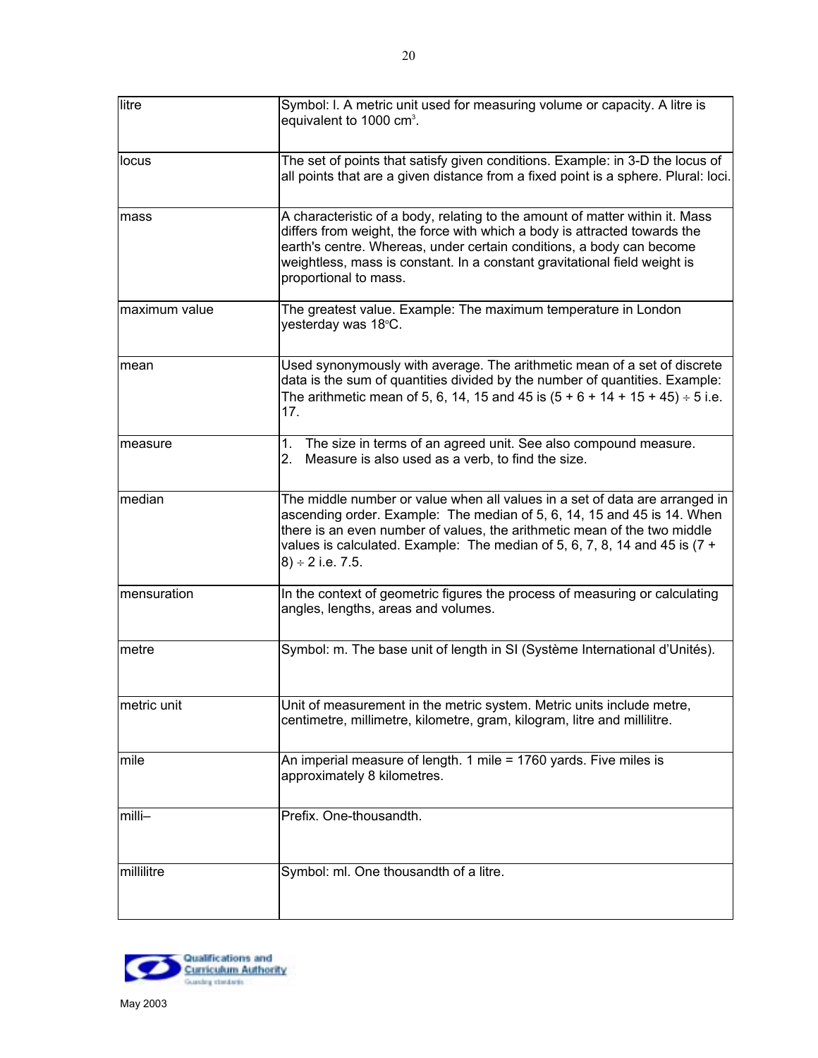| | |
|---|---|
| litre | Symbol: l. A metric unit used for measuring volume or capacity. A litre is equivalent to 1000 $cm^3$. |
| locus | The set of points that satisfy given conditions. Example: in 3-D the locus of all points that are a given distance from a fixed point is a sphere. Plural: loci. |
| mass | A characteristic of a body, relating to the amount of matter within it. Mass differs from weight, the force with which a body is attracted towards the earth's centre. Whereas, under certain conditions, a body can become weightless, mass is constant. In a constant gravitational field weight is proportional to mass. |
| maximum value | The greatest value. Example: The maximum temperature in London yesterday was 18°C. |
| mean | Used synonymously with average. The arithmetic mean of a set of discrete data is the sum of quantities divided by the number of quantities. Example: The arithmetic mean of 5, 6, 14, 15 and 45 is (5 + 6 + 14 + 15 + 45) ÷ 5 i.e. 17. |
| measure | 1. The size in terms of an agreed unit. See also compound measure.<br>2. Measure is also used as a verb, to find the size. |
| median | The middle number or value when all values in a set of data are arranged in ascending order. Example: The median of 5, 6, 14, 15 and 45 is 14. When there is an even number of values, the arithmetic mean of the two middle values is calculated. Example: The median of 5, 6, 7, 8, 14 and 45 is (7 + 8) ÷ 2 i.e. 7.5. |
| mensuration | In the context of geometric figures the process of measuring or calculating angles, lengths, areas and volumes. |
| metre | Symbol: m. The base unit of length in SI (Système International d'Unités). |
| metric unit | Unit of measurement in the metric system. Metric units include metre, centimetre, millimetre, kilometre, gram, kilogram, litre and millilitre. |
| mile | An imperial measure of length. 1 mile = 1760 yards. Five miles is approximately 8 kilometres. |
| milli– | Prefix. One-thousandth. |
| millilitre | Symbol: ml. One thousandth of a litre. |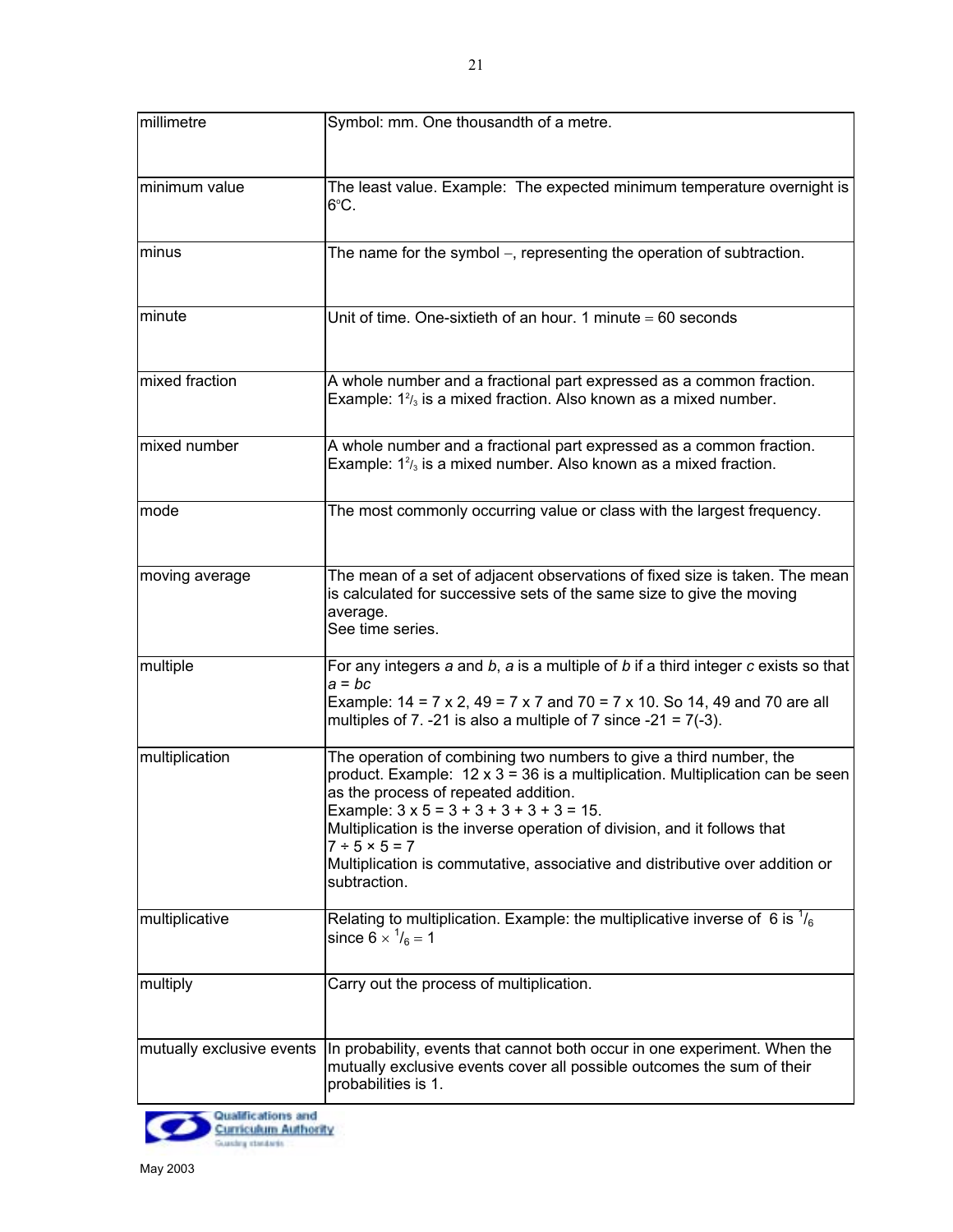| | |
|---|---|
| millimetre | Symbol: mm. One thousandth of a metre. |
| minimum value | The least value. Example: The expected minimum temperature overnight is 6°C. |
| minus | The name for the symbol $-$, representing the operation of subtraction. |
| minute | Unit of time. One-sixtieth of an hour. 1 minute $=$ 60 seconds |
| mixed fraction | A whole number and a fractional part expressed as a common fraction. Example: $1\frac{2}{3}$ is a mixed fraction. Also known as a mixed number. |
| mixed number | A whole number and a fractional part expressed as a common fraction. Example: $1\frac{2}{3}$ is a mixed number. Also known as a mixed fraction. |
| mode | The most commonly occurring value or class with the largest frequency. |
| moving average | The mean of a set of adjacent observations of fixed size is taken. The mean is calculated for successive sets of the same size to give the moving average.<br>See time series. |
| multiple | For any integers $a$ and $b$, $a$ is a multiple of $b$ if a third integer $c$ exists so that $a = bc$<br>Example: 14 = 7 x 2, 49 = 7 x 7 and 70 = 7 x 10. So 14, 49 and 70 are all multiples of 7. -21 is also a multiple of 7 since -21 = 7(-3). |
| multiplication | The operation of combining two numbers to give a third number, the product. Example: 12 x 3 = 36 is a multiplication. Multiplication can be seen as the process of repeated addition.<br>Example: 3 x 5 = 3 + 3 + 3 + 3 + 3 = 15.<br>Multiplication is the inverse operation of division, and it follows that<br>$7 \div 5 \times 5 = 7$<br>Multiplication is commutative, associative and distributive over addition or subtraction. |
| multiplicative | Relating to multiplication. Example: the multiplicative inverse of 6 is $^1/_6$ since $6 \times {}^1/_6 = 1$ |
| multiply | Carry out the process of multiplication. |
| mutually exclusive events | In probability, events that cannot both occur in one experiment. When the mutually exclusive events cover all possible outcomes the sum of their probabilities is 1. |

May 2003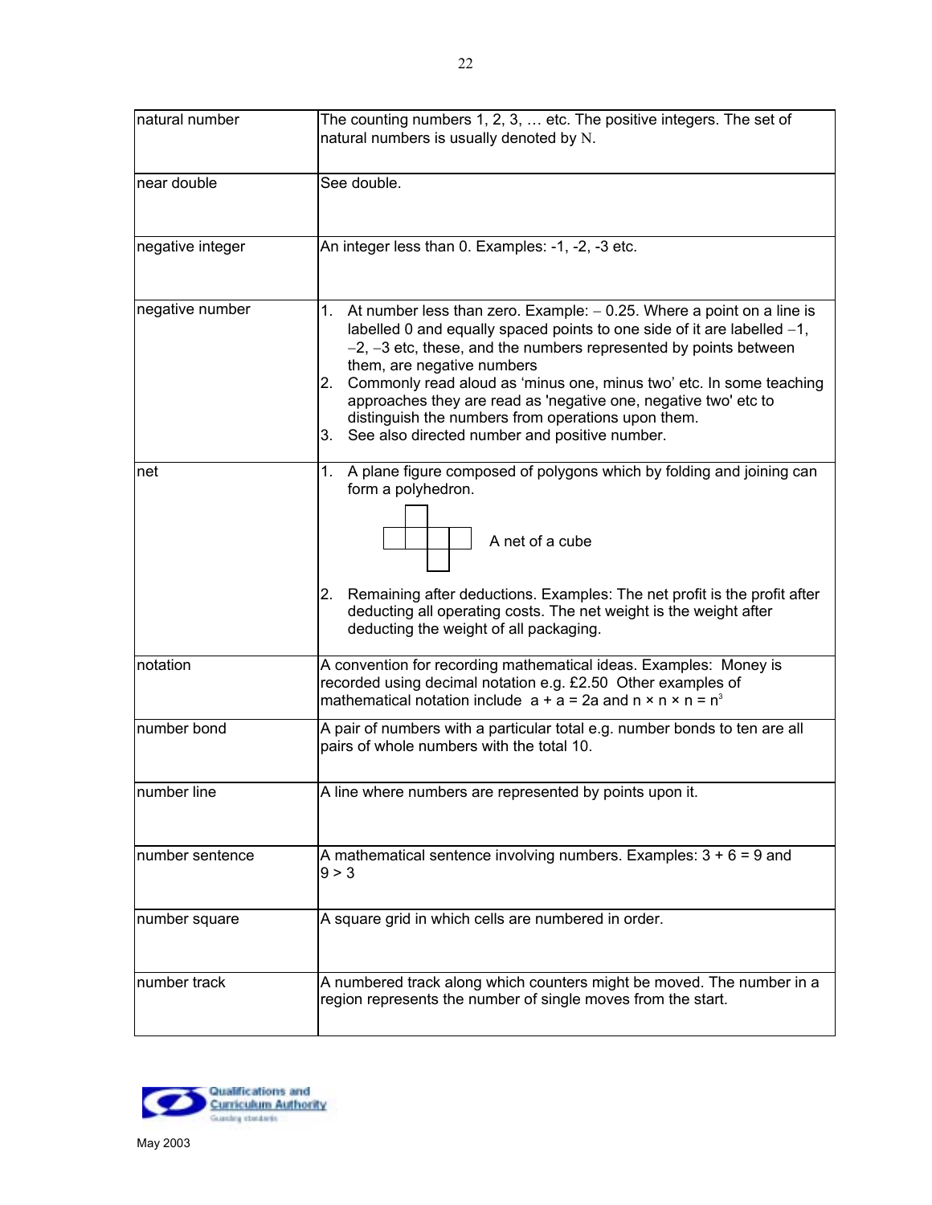| | |
|---|---|
| natural number | The counting numbers 1, 2, 3, … etc. The positive integers. The set of natural numbers is usually denoted by $\mathbb{N}$. |
| near double | See double. |
| negative integer | An integer less than 0. Examples: -1, -2, -3 etc. |
| negative number | 1. At number less than zero. Example: $-$ 0.25. Where a point on a line is labelled 0 and equally spaced points to one side of it are labelled $-1$, $-2$, $-3$ etc, these, and the numbers represented by points between them, are negative numbers<br>2. Commonly read aloud as 'minus one, minus two' etc. In some teaching approaches they are read as 'negative one, negative two' etc to distinguish the numbers from operations upon them.<br>3. See also directed number and positive number. |
| net | 1. A plane figure composed of polygons which by folding and joining can form a polyhedron.<br>A net of a cube<br>2. Remaining after deductions. Examples: The net profit is the profit after deducting all operating costs. The net weight is the weight after deducting the weight of all packaging. |
| notation | A convention for recording mathematical ideas. Examples: Money is recorded using decimal notation e.g. £2.50 Other examples of mathematical notation include $a + a = 2a$ and $n \times n \times n = n^3$ |
| number bond | A pair of numbers with a particular total e.g. number bonds to ten are all pairs of whole numbers with the total 10. |
| number line | A line where numbers are represented by points upon it. |
| number sentence | A mathematical sentence involving numbers. Examples: $3 + 6 = 9$ and $9 > 3$ |
| number square | A square grid in which cells are numbered in order. |
| number track | A numbered track along which counters might be moved. The number in a region represents the number of single moves from the start. |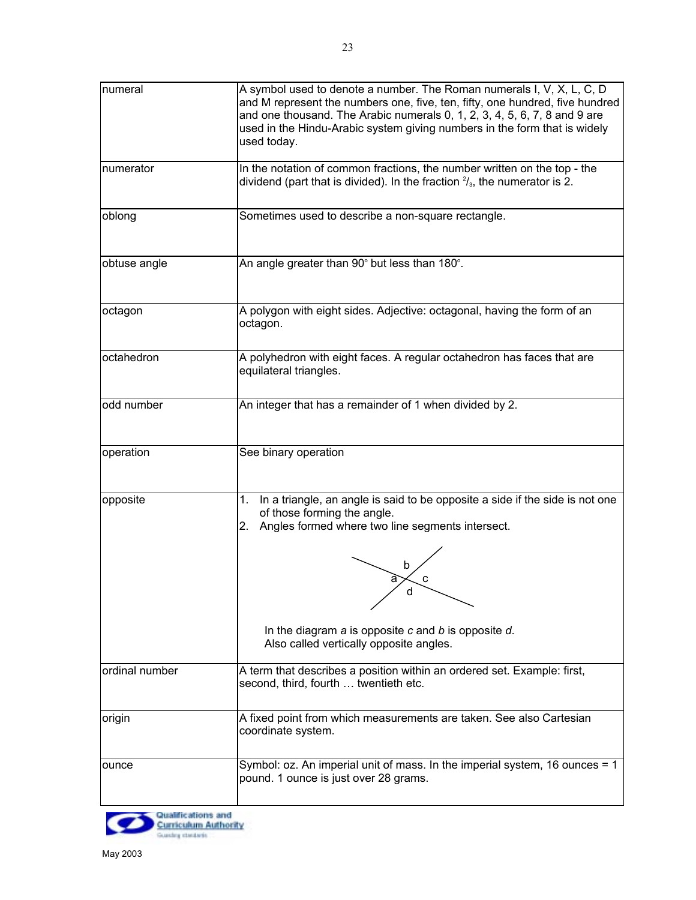| | |
|---|---|
| numeral | A symbol used to denote a number. The Roman numerals I, V, X, L, C, D and M represent the numbers one, five, ten, fifty, one hundred, five hundred and one thousand. The Arabic numerals 0, 1, 2, 3, 4, 5, 6, 7, 8 and 9 are used in the Hindu-Arabic system giving numbers in the form that is widely used today. |
| numerator | In the notation of common fractions, the number written on the top - the dividend (part that is divided). In the fraction $^2/_3$, the numerator is 2. |
| oblong | Sometimes used to describe a non-square rectangle. |
| obtuse angle | An angle greater than 90° but less than 180°. |
| octagon | A polygon with eight sides. Adjective: octagonal, having the form of an octagon. |
| octahedron | A polyhedron with eight faces. A regular octahedron has faces that are equilateral triangles. |
| odd number | An integer that has a remainder of 1 when divided by 2. |
| operation | See binary operation |
| opposite | 1. In a triangle, an angle is said to be opposite a side if the side is not one of those forming the angle.<br>2. Angles formed where two line segments intersect.<br><br>In the diagram *a* is opposite *c* and *b* is opposite *d*.<br>Also called vertically opposite angles. |
| ordinal number | A term that describes a position within an ordered set. Example: first, second, third, fourth … twentieth etc. |
| origin | A fixed point from which measurements are taken. See also Cartesian coordinate system. |
| ounce | Symbol: oz. An imperial unit of mass. In the imperial system, 16 ounces = 1 pound. 1 ounce is just over 28 grams. |

May 2003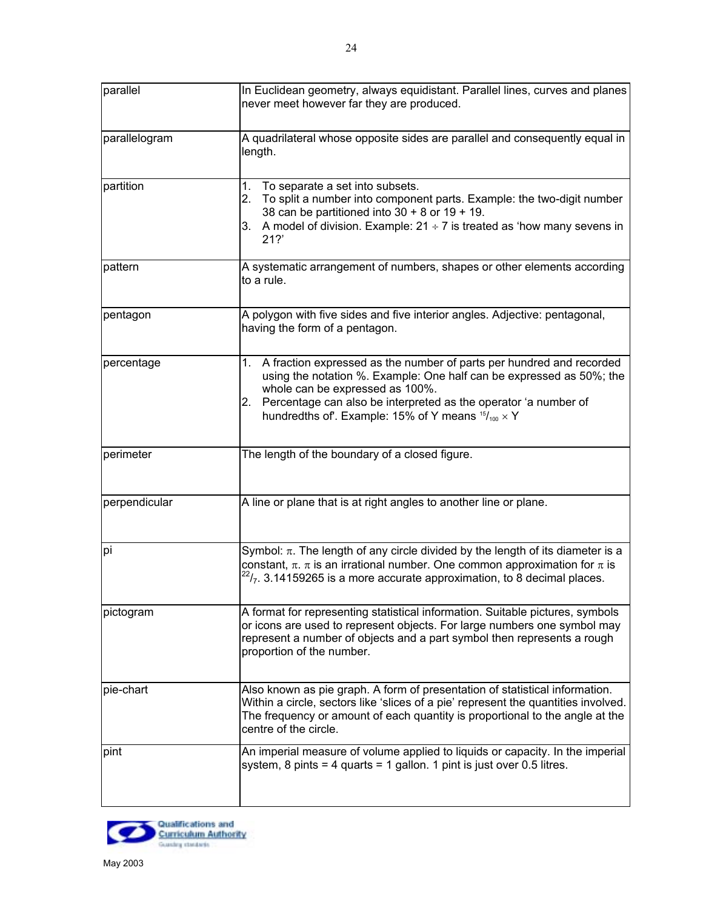| | |
|---|---|
| parallel | In Euclidean geometry, always equidistant. Parallel lines, curves and planes never meet however far they are produced. |
| parallelogram | A quadrilateral whose opposite sides are parallel and consequently equal in length. |
| partition | 1. To separate a set into subsets.<br>2. To split a number into component parts. Example: the two-digit number 38 can be partitioned into 30 + 8 or 19 + 19.<br>3. A model of division. Example: 21 ÷ 7 is treated as 'how many sevens in 21?' |
| pattern | A systematic arrangement of numbers, shapes or other elements according to a rule. |
| pentagon | A polygon with five sides and five interior angles. Adjective: pentagonal, having the form of a pentagon. |
| percentage | 1. A fraction expressed as the number of parts per hundred and recorded using the notation %. Example: One half can be expressed as 50%; the whole can be expressed as 100%.<br>2. Percentage can also be interpreted as the operator 'a number of hundredths of'. Example: 15% of Y means $^{15}/_{100} \times Y$ |
| perimeter | The length of the boundary of a closed figure. |
| perpendicular | A line or plane that is at right angles to another line or plane. |
| pi | Symbol: $\pi$. The length of any circle divided by the length of its diameter is a constant, $\pi$. $\pi$ is an irrational number. One common approximation for $\pi$ is $^{22}/_{7}$. 3.14159265 is a more accurate approximation, to 8 decimal places. |
| pictogram | A format for representing statistical information. Suitable pictures, symbols or icons are used to represent objects. For large numbers one symbol may represent a number of objects and a part symbol then represents a rough proportion of the number. |
| pie-chart | Also known as pie graph. A form of presentation of statistical information. Within a circle, sectors like 'slices of a pie' represent the quantities involved. The frequency or amount of each quantity is proportional to the angle at the centre of the circle. |
| pint | An imperial measure of volume applied to liquids or capacity. In the imperial system, 8 pints = 4 quarts = 1 gallon. 1 pint is just over 0.5 litres. |

Qualifications and Curriculum Authority

May 2003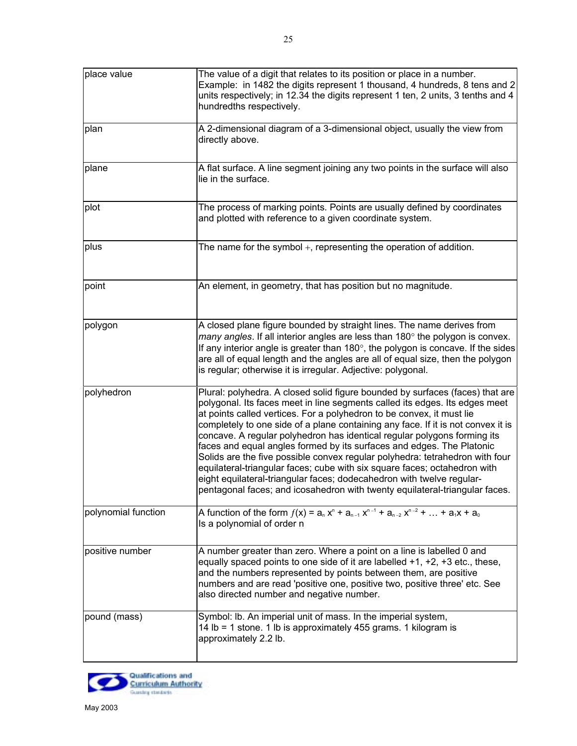| | |
|---|---|
| place value | The value of a digit that relates to its position or place in a number. Example: in 1482 the digits represent 1 thousand, 4 hundreds, 8 tens and 2 units respectively; in 12.34 the digits represent 1 ten, 2 units, 3 tenths and 4 hundredths respectively. |
| plan | A 2-dimensional diagram of a 3-dimensional object, usually the view from directly above. |
| plane | A flat surface. A line segment joining any two points in the surface will also lie in the surface. |
| plot | The process of marking points. Points are usually defined by coordinates and plotted with reference to a given coordinate system. |
| plus | The name for the symbol $+$, representing the operation of addition. |
| point | An element, in geometry, that has position but no magnitude. |
| polygon | A closed plane figure bounded by straight lines. The name derives from *many angles*. If all interior angles are less than 180° the polygon is convex. If any interior angle is greater than 180°, the polygon is concave. If the sides are all of equal length and the angles are all of equal size, then the polygon is regular; otherwise it is irregular. Adjective: polygonal. |
| polyhedron | Plural: polyhedra. A closed solid figure bounded by surfaces (faces) that are polygonal. Its faces meet in line segments called its edges. Its edges meet at points called vertices. For a polyhedron to be convex, it must lie completely to one side of a plane containing any face. If it is not convex it is concave. A regular polyhedron has identical regular polygons forming its faces and equal angles formed by its surfaces and edges. The Platonic Solids are the five possible convex regular polyhedra: tetrahedron with four equilateral-triangular faces; cube with six square faces; octahedron with eight equilateral-triangular faces; dodecahedron with twelve regular-pentagonal faces; and icosahedron with twenty equilateral-triangular faces. |
| polynomial function | A function of the form $f(x) = a_n x^n + a_{n-1} x^{n-1} + a_{n-2} x^{n-2} + \ldots + a_1x + a_0$ Is a polynomial of order n |
| positive number | A number greater than zero. Where a point on a line is labelled 0 and equally spaced points to one side of it are labelled +1, +2, +3 etc., these, and the numbers represented by points between them, are positive numbers and are read 'positive one, positive two, positive three' etc. See also directed number and negative number. |
| pound (mass) | Symbol: lb. An imperial unit of mass. In the imperial system, 14 lb = 1 stone. 1 lb is approximately 455 grams. 1 kilogram is approximately 2.2 lb. |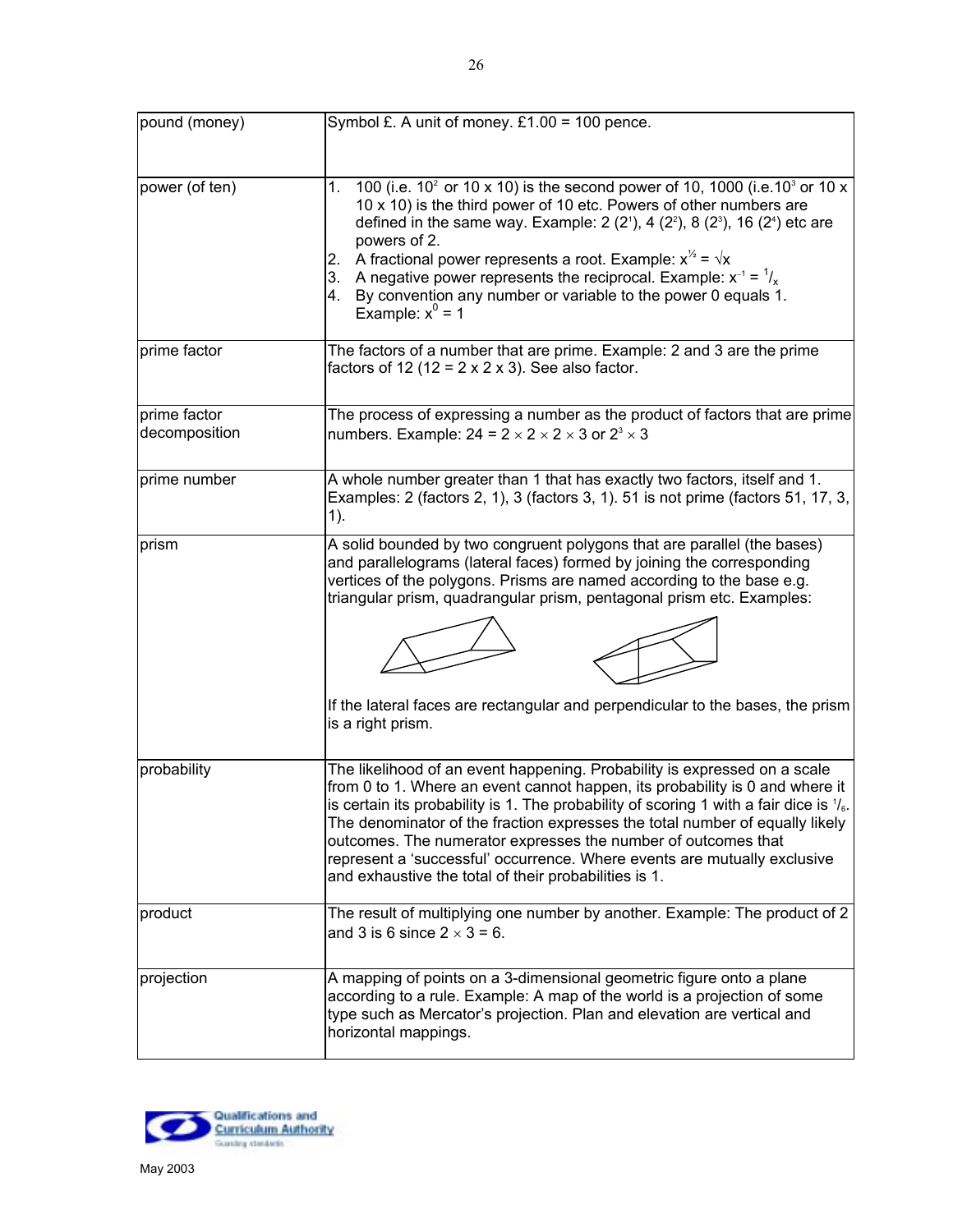| | |
|---|---|
| pound (money) | Symbol £. A unit of money. £1.00 = 100 pence. |
| power (of ten) | 1. 100 (i.e. $10^2$ or 10 x 10) is the second power of 10, 1000 (i.e.$10^3$ or 10 x 10 x 10) is the third power of 10 etc. Powers of other numbers are defined in the same way. Example: 2 ($2^1$), 4 ($2^2$), 8 ($2^3$), 16 ($2^4$) etc are powers of 2. <br> 2. A fractional power represents a root. Example: $x^{½} = \sqrt{x}$ <br> 3. A negative power represents the reciprocal. Example: $x^{-1} = {}^1/_x$ <br> 4. By convention any number or variable to the power 0 equals 1. Example: $x^0 = 1$ |
| prime factor | The factors of a number that are prime. Example: 2 and 3 are the prime factors of 12 (12 = 2 x 2 x 3). See also factor. |
| prime factor decomposition | The process of expressing a number as the product of factors that are prime numbers. Example: 24 = 2 × 2 × 2 × 3 or $2^3 \times 3$ |
| prime number | A whole number greater than 1 that has exactly two factors, itself and 1. Examples: 2 (factors 2, 1), 3 (factors 3, 1). 51 is not prime (factors 51, 17, 3, 1). |
| prism | A solid bounded by two congruent polygons that are parallel (the bases) and parallelograms (lateral faces) formed by joining the corresponding vertices of the polygons. Prisms are named according to the base e.g. triangular prism, quadrangular prism, pentagonal prism etc. Examples: <br><br> If the lateral faces are rectangular and perpendicular to the bases, the prism is a right prism. |
| probability | The likelihood of an event happening. Probability is expressed on a scale from 0 to 1. Where an event cannot happen, its probability is 0 and where it is certain its probability is 1. The probability of scoring 1 with a fair dice is ${}^1/_6$. The denominator of the fraction expresses the total number of equally likely outcomes. The numerator expresses the number of outcomes that represent a 'successful' occurrence. Where events are mutually exclusive and exhaustive the total of their probabilities is 1. |
| product | The result of multiplying one number by another. Example: The product of 2 and 3 is 6 since 2 × 3 = 6. |
| projection | A mapping of points on a 3-dimensional geometric figure onto a plane according to a rule. Example: A map of the world is a projection of some type such as Mercator's projection. Plan and elevation are vertical and horizontal mappings. |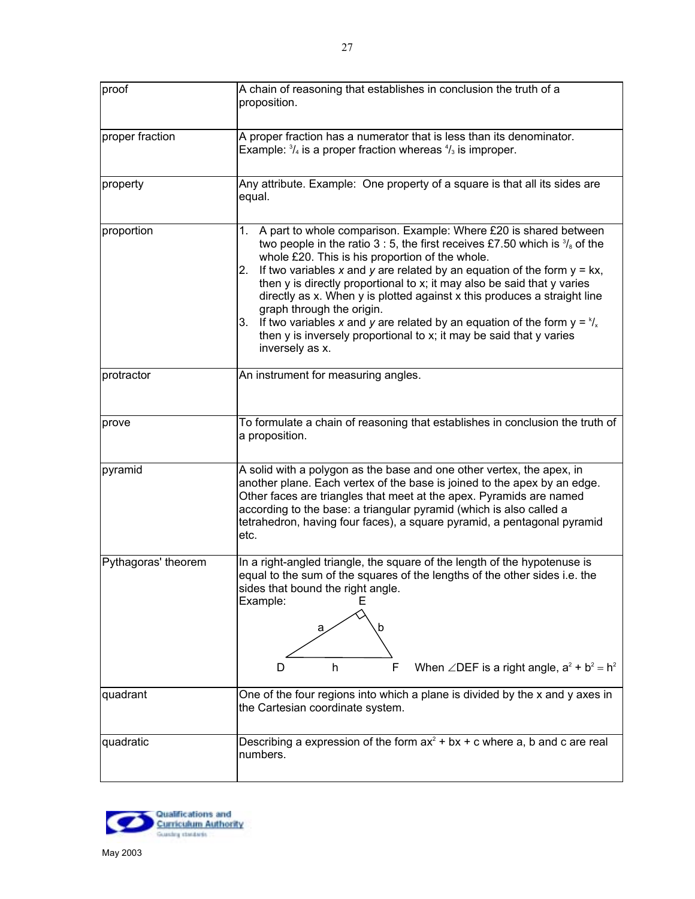| | |
|---|---|
| proof | A chain of reasoning that establishes in conclusion the truth of a proposition. |
| proper fraction | A proper fraction has a numerator that is less than its denominator. Example: $^3/_4$ is a proper fraction whereas $^4/_3$ is improper. |
| property | Any attribute. Example: One property of a square is that all its sides are equal. |
| proportion | 1. A part to whole comparison. Example: Where £20 is shared between two people in the ratio 3 : 5, the first receives £7.50 which is $^3/_8$ of the whole £20. This is his proportion of the whole.<br>2. If two variables $x$ and $y$ are related by an equation of the form $y = kx$, then y is directly proportional to x; it may also be said that y varies directly as x. When y is plotted against x this produces a straight line graph through the origin.<br>3. If two variables $x$ and $y$ are related by an equation of the form $y = {^k/_x}$ then y is inversely proportional to x; it may be said that y varies inversely as x. |
| protractor | An instrument for measuring angles. |
| prove | To formulate a chain of reasoning that establishes in conclusion the truth of a proposition. |
| pyramid | A solid with a polygon as the base and one other vertex, the apex, in another plane. Each vertex of the base is joined to the apex by an edge. Other faces are triangles that meet at the apex. Pyramids are named according to the base: a triangular pyramid (which is also called a tetrahedron, having four faces), a square pyramid, a pentagonal pyramid etc. |
| Pythagoras' theorem | In a right-angled triangle, the square of the length of the hypotenuse is equal to the sum of the squares of the lengths of the other sides i.e. the sides that bound the right angle.<br>Example: (triangle DEF with sides a, b, h; right angle at E)<br>When $\angle DEF$ is a right angle, $a^2 + b^2 = h^2$ |
| quadrant | One of the four regions into which a plane is divided by the x and y axes in the Cartesian coordinate system. |
| quadratic | Describing a expression of the form $ax^2 + bx + c$ where a, b and c are real numbers. |

May 2003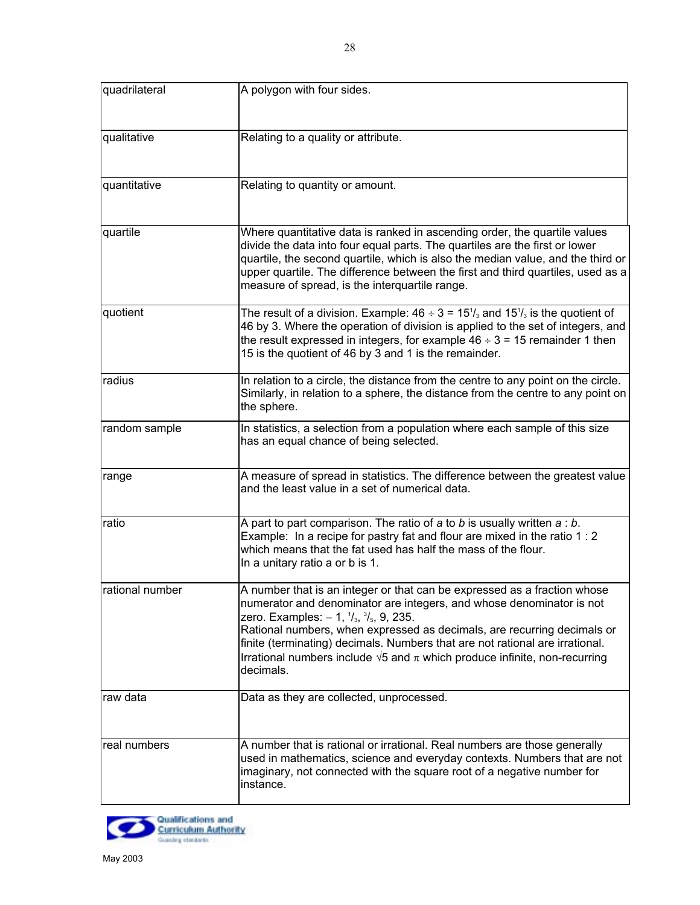| | |
|---|---|
| quadrilateral | A polygon with four sides. |
| qualitative | Relating to a quality or attribute. |
| quantitative | Relating to quantity or amount. |
| quartile | Where quantitative data is ranked in ascending order, the quartile values divide the data into four equal parts. The quartiles are the first or lower quartile, the second quartile, which is also the median value, and the third or upper quartile. The difference between the first and third quartiles, used as a measure of spread, is the interquartile range. |
| quotient | The result of a division. Example: $46 \div 3 = 15^1/_3$ and $15^1/_3$ is the quotient of 46 by 3. Where the operation of division is applied to the set of integers, and the result expressed in integers, for example $46 \div 3 = 15$ remainder 1 then 15 is the quotient of 46 by 3 and 1 is the remainder. |
| radius | In relation to a circle, the distance from the centre to any point on the circle. Similarly, in relation to a sphere, the distance from the centre to any point on the sphere. |
| random sample | In statistics, a selection from a population where each sample of this size has an equal chance of being selected. |
| range | A measure of spread in statistics. The difference between the greatest value and the least value in a set of numerical data. |
| ratio | A part to part comparison. The ratio of *a* to *b* is usually written *a* : *b*. Example: In a recipe for pastry fat and flour are mixed in the ratio 1 : 2 which means that the fat used has half the mass of the flour. In a unitary ratio a or b is 1. |
| rational number | A number that is an integer or that can be expressed as a fraction whose numerator and denominator are integers, and whose denominator is not zero. Examples: $-1$, $^1/_3$, $^3/_5$, 9, 235. Rational numbers, when expressed as decimals, are recurring decimals or finite (terminating) decimals. Numbers that are not rational are irrational. Irrational numbers include $\sqrt{5}$ and $\pi$ which produce infinite, non-recurring decimals. |
| raw data | Data as they are collected, unprocessed. |
| real numbers | A number that is rational or irrational. Real numbers are those generally used in mathematics, science and everyday contexts. Numbers that are not imaginary, not connected with the square root of a negative number for instance. |

Qualifications and Curriculum Authority
Guarding standards

May 2003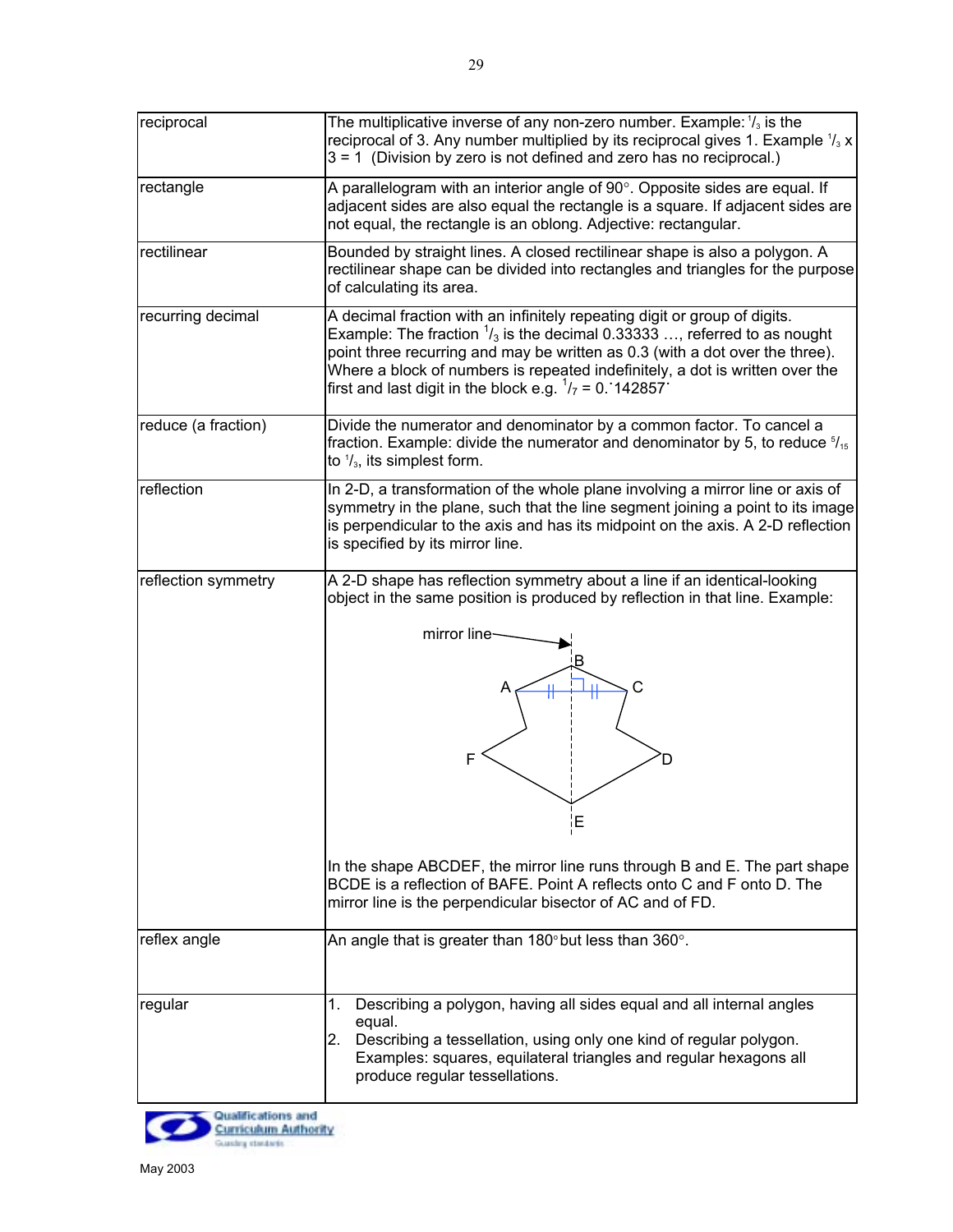| | |
|---|---|
| reciprocal | The multiplicative inverse of any non-zero number. Example: $^1/_3$ is the reciprocal of 3. Any number multiplied by its reciprocal gives 1. Example $^1/_3 \times 3 = 1$ (Division by zero is not defined and zero has no reciprocal.) |
| rectangle | A parallelogram with an interior angle of 90°. Opposite sides are equal. If adjacent sides are also equal the rectangle is a square. If adjacent sides are not equal, the rectangle is an oblong. Adjective: rectangular. |
| rectilinear | Bounded by straight lines. A closed rectilinear shape is also a polygon. A rectilinear shape can be divided into rectangles and triangles for the purpose of calculating its area. |
| recurring decimal | A decimal fraction with an infinitely repeating digit or group of digits. Example: The fraction $^1/_3$ is the decimal 0.33333 …, referred to as nought point three recurring and may be written as $0.\dot{3}$ (with a dot over the three). Where a block of numbers is repeated indefinitely, a dot is written over the first and last digit in the block e.g. $^1/_7 = 0.\dot{1}4285\dot{7}$ |
| reduce (a fraction) | Divide the numerator and denominator by a common factor. To cancel a fraction. Example: divide the numerator and denominator by 5, to reduce $^5/_{15}$ to $^1/_3$, its simplest form. |
| reflection | In 2-D, a transformation of the whole plane involving a mirror line or axis of symmetry in the plane, such that the line segment joining a point to its image is perpendicular to the axis and has its midpoint on the axis. A 2-D reflection is specified by its mirror line. |
| reflection symmetry | A 2-D shape has reflection symmetry about a line if an identical-looking object in the same position is produced by reflection in that line. Example: [diagram: shape ABCDEF with mirror line through B and E] In the shape ABCDEF, the mirror line runs through B and E. The part shape BCDE is a reflection of BAFE. Point A reflects onto C and F onto D. The mirror line is the perpendicular bisector of AC and of FD. |
| reflex angle | An angle that is greater than 180° but less than 360°. |
| regular | 1. Describing a polygon, having all sides equal and all internal angles equal. 2. Describing a tessellation, using only one kind of regular polygon. Examples: squares, equilateral triangles and regular hexagons all produce regular tessellations. |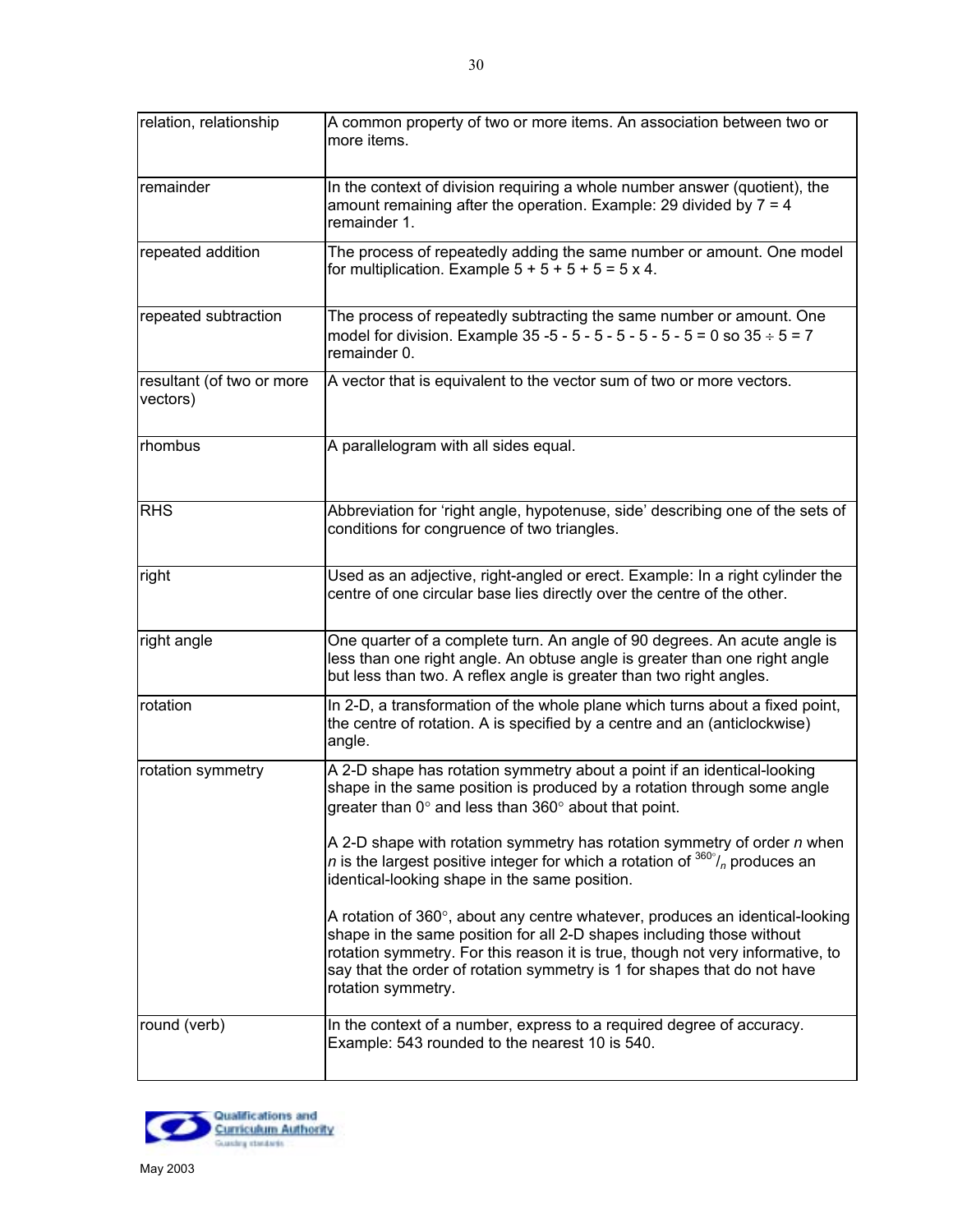| | |
|---|---|
| relation, relationship | A common property of two or more items. An association between two or more items. |
| remainder | In the context of division requiring a whole number answer (quotient), the amount remaining after the operation. Example: 29 divided by 7 = 4 remainder 1. |
| repeated addition | The process of repeatedly adding the same number or amount. One model for multiplication. Example 5 + 5 + 5 + 5 = 5 x 4. |
| repeated subtraction | The process of repeatedly subtracting the same number or amount. One model for division. Example 35 -5 - 5 - 5 - 5 - 5 - 5 - 5 = 0 so 35 ÷ 5 = 7 remainder 0. |
| resultant (of two or more vectors) | A vector that is equivalent to the vector sum of two or more vectors. |
| rhombus | A parallelogram with all sides equal. |
| RHS | Abbreviation for 'right angle, hypotenuse, side' describing one of the sets of conditions for congruence of two triangles. |
| right | Used as an adjective, right-angled or erect. Example: In a right cylinder the centre of one circular base lies directly over the centre of the other. |
| right angle | One quarter of a complete turn. An angle of 90 degrees. An acute angle is less than one right angle. An obtuse angle is greater than one right angle but less than two. A reflex angle is greater than two right angles. |
| rotation | In 2-D, a transformation of the whole plane which turns about a fixed point, the centre of rotation. A is specified by a centre and an (anticlockwise) angle. |
| rotation symmetry | A 2-D shape has rotation symmetry about a point if an identical-looking shape in the same position is produced by a rotation through some angle greater than 0° and less than 360° about that point.<br><br>A 2-D shape with rotation symmetry has rotation symmetry of order *n* when *n* is the largest positive integer for which a rotation of $^{360°}/_n$ produces an identical-looking shape in the same position.<br><br>A rotation of 360°, about any centre whatever, produces an identical-looking shape in the same position for all 2-D shapes including those without rotation symmetry. For this reason it is true, though not very informative, to say that the order of rotation symmetry is 1 for shapes that do not have rotation symmetry. |
| round (verb) | In the context of a number, express to a required degree of accuracy. Example: 543 rounded to the nearest 10 is 540. |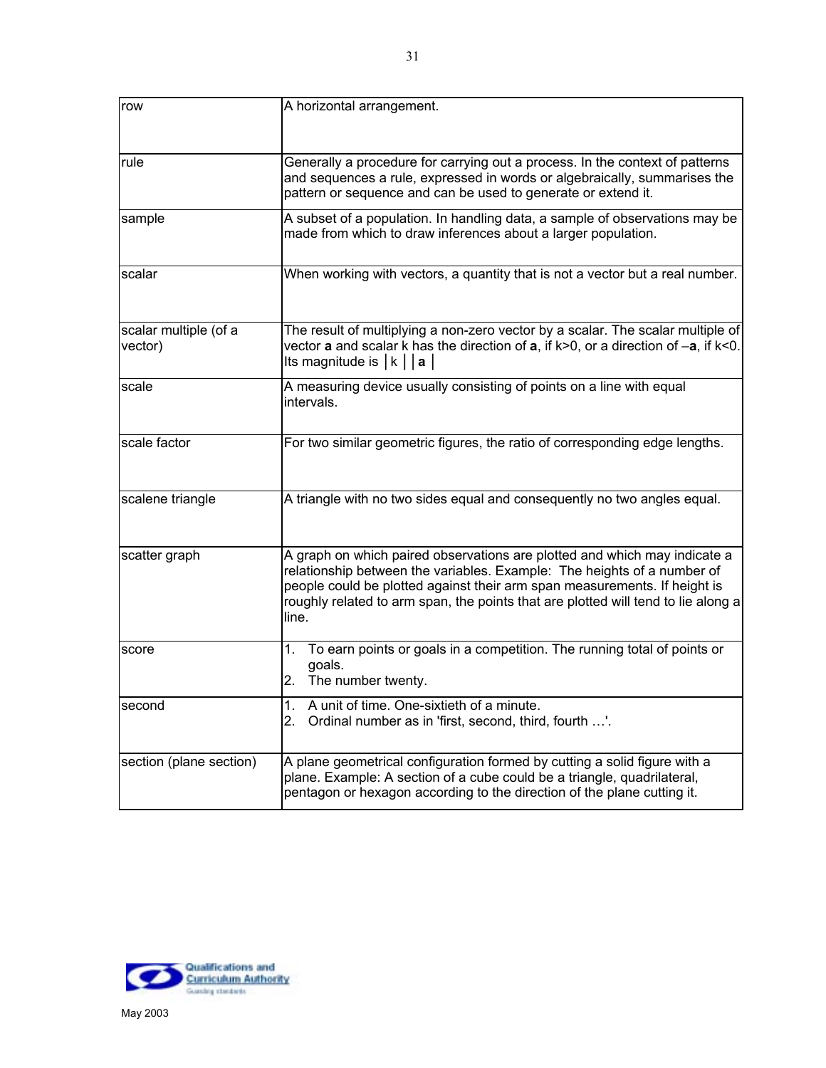| | |
|---|---|
| row | A horizontal arrangement. |
| rule | Generally a procedure for carrying out a process. In the context of patterns and sequences a rule, expressed in words or algebraically, summarises the pattern or sequence and can be used to generate or extend it. |
| sample | A subset of a population. In handling data, a sample of observations may be made from which to draw inferences about a larger population. |
| scalar | When working with vectors, a quantity that is not a vector but a real number. |
| scalar multiple (of a vector) | The result of multiplying a non-zero vector by a scalar. The scalar multiple of vector **a** and scalar k has the direction of **a**, if $k>0$, or a direction of –**a**, if $k<0$. Its magnitude is $\|k\|\,\|\mathbf{a}\|$ |
| scale | A measuring device usually consisting of points on a line with equal intervals. |
| scale factor | For two similar geometric figures, the ratio of corresponding edge lengths. |
| scalene triangle | A triangle with no two sides equal and consequently no two angles equal. |
| scatter graph | A graph on which paired observations are plotted and which may indicate a relationship between the variables. Example: The heights of a number of people could be plotted against their arm span measurements. If height is roughly related to arm span, the points that are plotted will tend to lie along a line. |
| score | 1. To earn points or goals in a competition. The running total of points or goals. 2. The number twenty. |
| second | 1. A unit of time. One-sixtieth of a minute. 2. Ordinal number as in 'first, second, third, fourth …'. |
| section (plane section) | A plane geometrical configuration formed by cutting a solid figure with a plane. Example: A section of a cube could be a triangle, quadrilateral, pentagon or hexagon according to the direction of the plane cutting it. |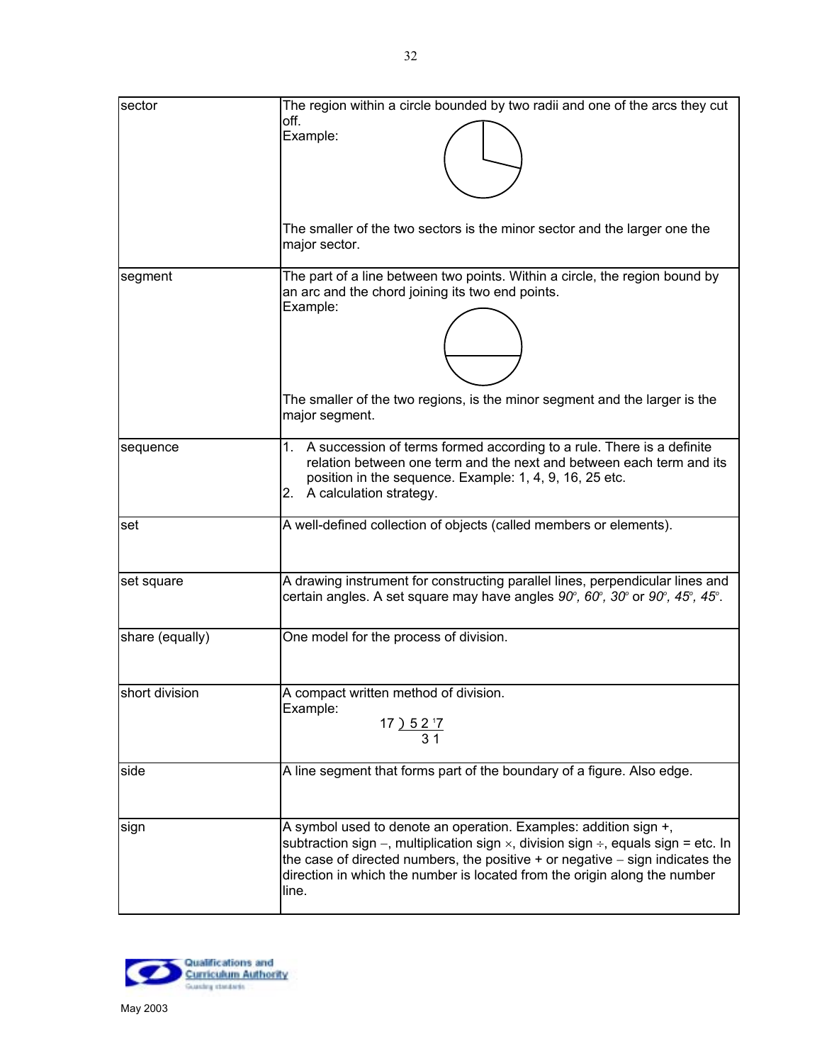| sector | The region within a circle bounded by two radii and one of the arcs they cut off.<br>Example:<br><br>The smaller of the two sectors is the minor sector and the larger one the major sector. |
|---|---|
| segment | The part of a line between two points. Within a circle, the region bound by an arc and the chord joining its two end points.<br>Example:<br><br>The smaller of the two regions, is the minor segment and the larger is the major segment. |
| sequence | 1. A succession of terms formed according to a rule. There is a definite relation between one term and the next and between each term and its position in the sequence. Example: 1, 4, 9, 16, 25 etc.<br>2. A calculation strategy. |
| set | A well-defined collection of objects (called members or elements). |
| set square | A drawing instrument for constructing parallel lines, perpendicular lines and certain angles. A set square may have angles *90°, 60°, 30°* or *90°, 45°, 45°*. |
| share (equally) | One model for the process of division. |
| short division | A compact written method of division.<br>Example:<br>17 ) 5 2 [1]7<br>3 1 |
| side | A line segment that forms part of the boundary of a figure. Also edge. |
| sign | A symbol used to denote an operation. Examples: addition sign +, subtraction sign –, multiplication sign ×, division sign ÷, equals sign = etc. In the case of directed numbers, the positive + or negative – sign indicates the direction in which the number is located from the origin along the number line. |

May 2003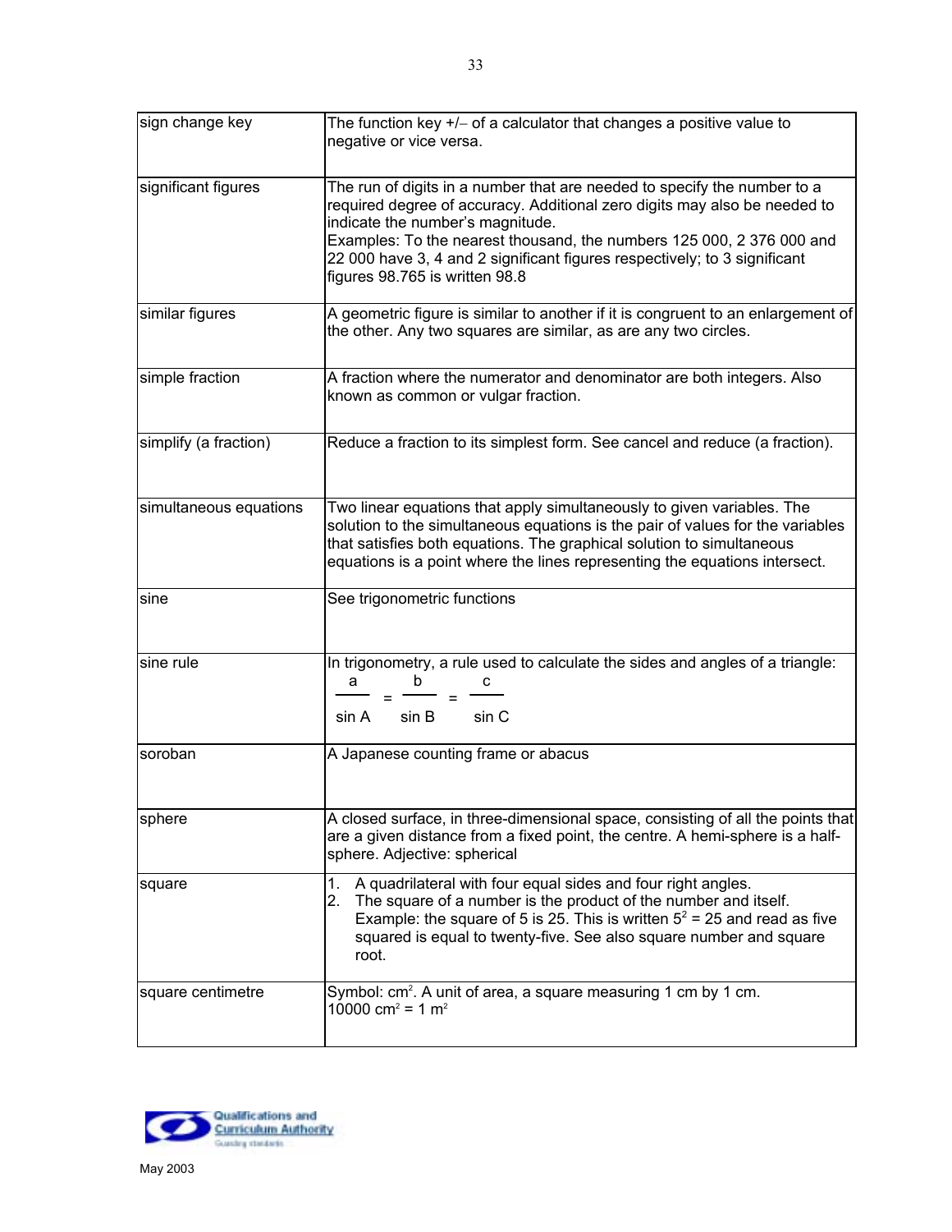| | |
|---|---|
| sign change key | The function key +/– of a calculator that changes a positive value to negative or vice versa. |
| significant figures | The run of digits in a number that are needed to specify the number to a required degree of accuracy. Additional zero digits may also be needed to indicate the number's magnitude.<br>Examples: To the nearest thousand, the numbers 125 000, 2 376 000 and 22 000 have 3, 4 and 2 significant figures respectively; to 3 significant figures 98.765 is written 98.8 |
| similar figures | A geometric figure is similar to another if it is congruent to an enlargement of the other. Any two squares are similar, as are any two circles. |
| simple fraction | A fraction where the numerator and denominator are both integers. Also known as common or vulgar fraction. |
| simplify (a fraction) | Reduce a fraction to its simplest form. See cancel and reduce (a fraction). |
| simultaneous equations | Two linear equations that apply simultaneously to given variables. The solution to the simultaneous equations is the pair of values for the variables that satisfies both equations. The graphical solution to simultaneous equations is a point where the lines representing the equations intersect. |
| sine | See trigonometric functions |
| sine rule | In trigonometry, a rule used to calculate the sides and angles of a triangle: $\frac{a}{\sin A} = \frac{b}{\sin B} = \frac{c}{\sin C}$ |
| soroban | A Japanese counting frame or abacus |
| sphere | A closed surface, in three-dimensional space, consisting of all the points that are a given distance from a fixed point, the centre. A hemi-sphere is a half-sphere. Adjective: spherical |
| square | 1. A quadrilateral with four equal sides and four right angles.<br>2. The square of a number is the product of the number and itself. Example: the square of 5 is 25. This is written $5^2 = 25$ and read as five squared is equal to twenty-five. See also square number and square root. |
| square centimetre | Symbol: $cm^2$. A unit of area, a square measuring 1 cm by 1 cm.<br>$10000\ cm^2 = 1\ m^2$ |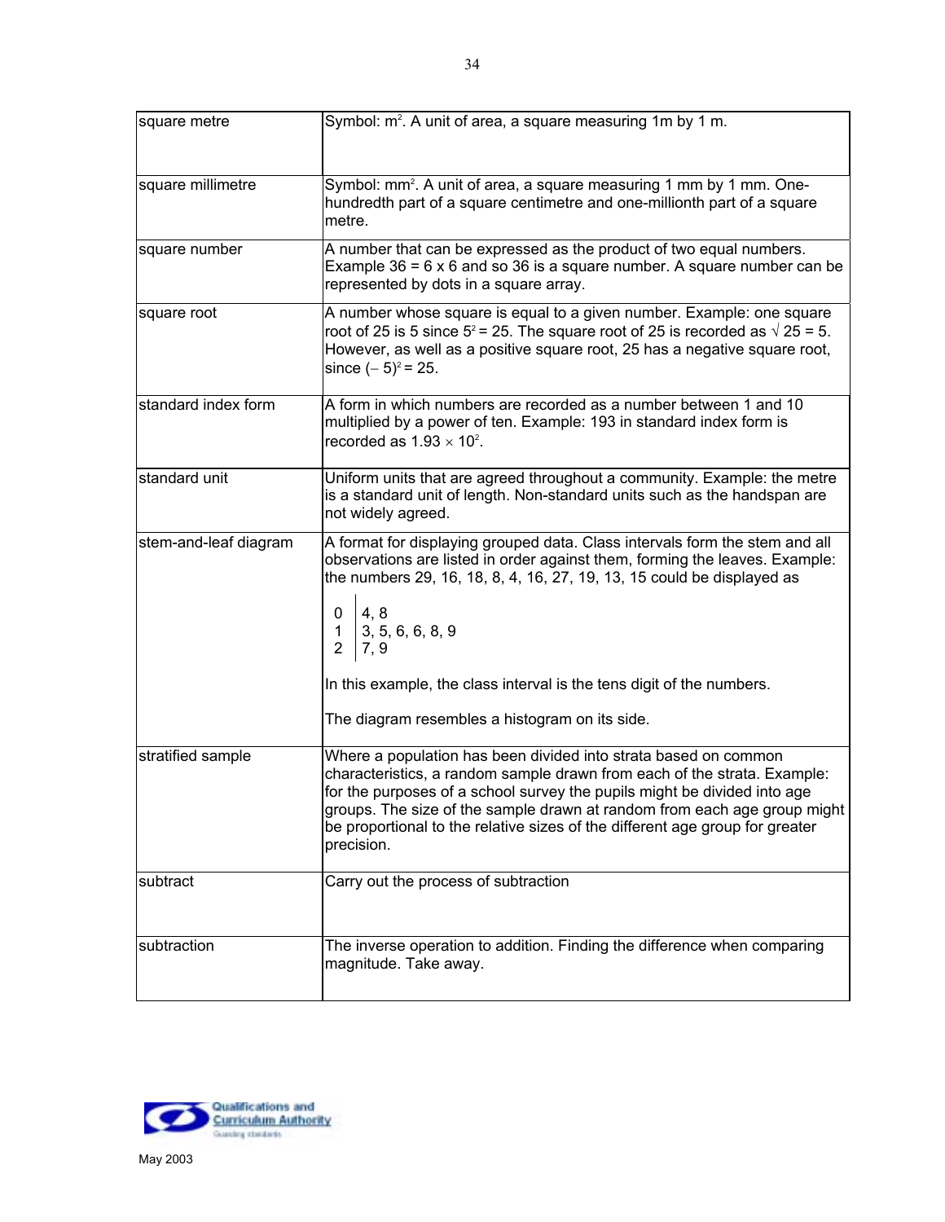| | |
|---|---|
| square metre | Symbol: $m^2$. A unit of area, a square measuring 1m by 1 m. |
| square millimetre | Symbol: $mm^2$. A unit of area, a square measuring 1 mm by 1 mm. One-hundredth part of a square centimetre and one-millionth part of a square metre. |
| square number | A number that can be expressed as the product of two equal numbers. Example 36 = 6 x 6 and so 36 is a square number. A square number can be represented by dots in a square array. |
| square root | A number whose square is equal to a given number. Example: one square root of 25 is 5 since $5^2 = 25$. The square root of 25 is recorded as $\sqrt{25} = 5$. However, as well as a positive square root, 25 has a negative square root, since $(-5)^2 = 25$. |
| standard index form | A form in which numbers are recorded as a number between 1 and 10 multiplied by a power of ten. Example: 193 in standard index form is recorded as $1.93 \times 10^2$. |
| standard unit | Uniform units that are agreed throughout a community. Example: the metre is a standard unit of length. Non-standard units such as the handspan are not widely agreed. |
| stem-and-leaf diagram | A format for displaying grouped data. Class intervals form the stem and all observations are listed in order against them, forming the leaves. Example: the numbers 29, 16, 18, 8, 4, 16, 27, 19, 13, 15 could be displayed as<br><br>0 \| 4, 8<br>1 \| 3, 5, 6, 6, 8, 9<br>2 \| 7, 9<br><br>In this example, the class interval is the tens digit of the numbers.<br><br>The diagram resembles a histogram on its side. |
| stratified sample | Where a population has been divided into strata based on common characteristics, a random sample drawn from each of the strata. Example: for the purposes of a school survey the pupils might be divided into age groups. The size of the sample drawn at random from each age group might be proportional to the relative sizes of the different age group for greater precision. |
| subtract | Carry out the process of subtraction |
| subtraction | The inverse operation to addition. Finding the difference when comparing magnitude. Take away. |

May 2003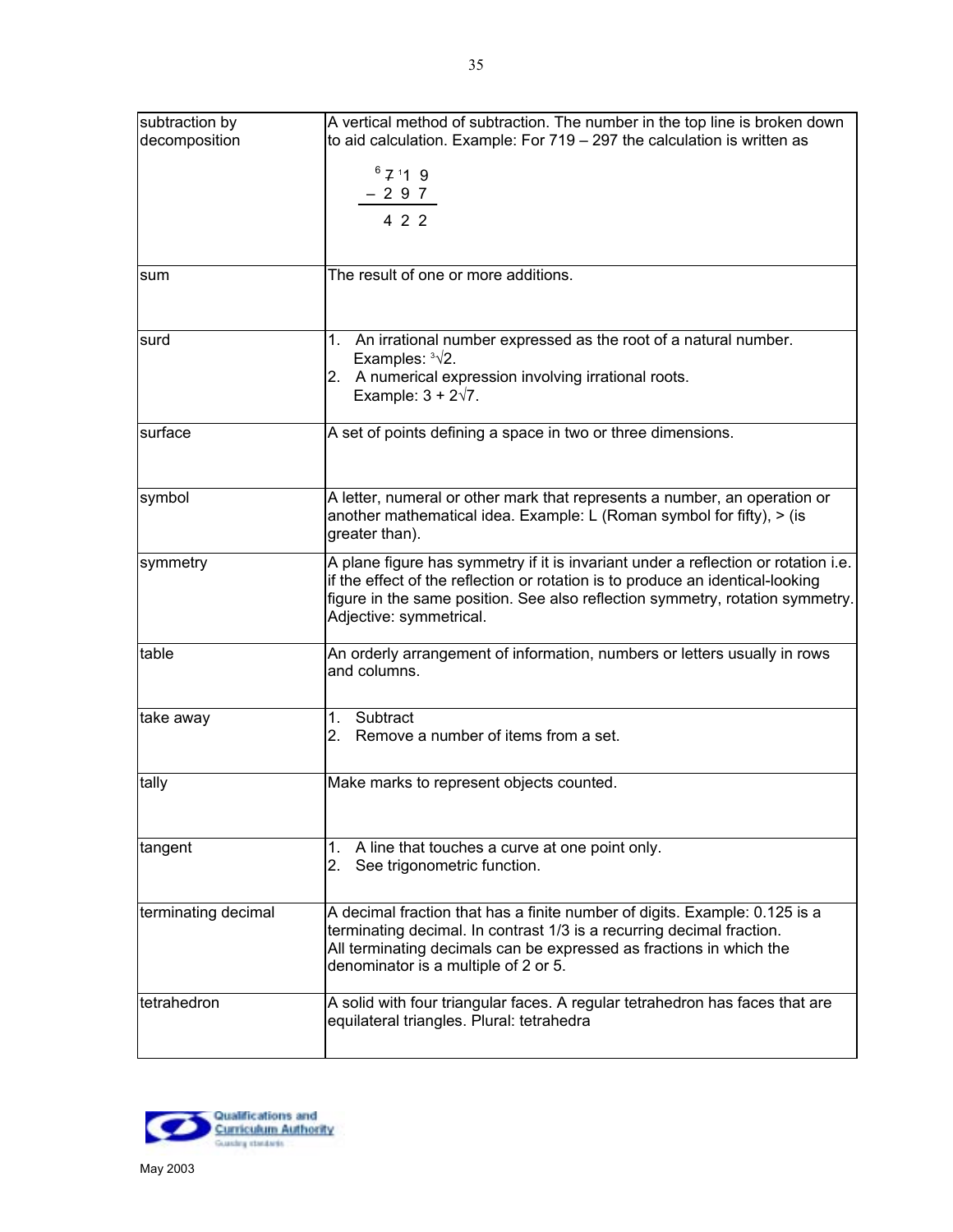| | |
|---|---|
| subtraction by decomposition | A vertical method of subtraction. The number in the top line is broken down to aid calculation. Example: For 719 – 297 the calculation is written as<br><br>$$\begin{array}{r} {}^{6}\not{7}\,{}^{1}1\;9 \\ -\;2\;9\;7 \\ \hline 4\;2\;2 \end{array}$$ |
| sum | The result of one or more additions. |
| surd | 1. An irrational number expressed as the root of a natural number. Examples: $\sqrt[3]{2}$.<br>2. A numerical expression involving irrational roots. Example: $3 + 2\sqrt{7}$. |
| surface | A set of points defining a space in two or three dimensions. |
| symbol | A letter, numeral or other mark that represents a number, an operation or another mathematical idea. Example: L (Roman symbol for fifty), > (is greater than). |
| symmetry | A plane figure has symmetry if it is invariant under a reflection or rotation i.e. if the effect of the reflection or rotation is to produce an identical-looking figure in the same position. See also reflection symmetry, rotation symmetry. Adjective: symmetrical. |
| table | An orderly arrangement of information, numbers or letters usually in rows and columns. |
| take away | 1. Subtract<br>2. Remove a number of items from a set. |
| tally | Make marks to represent objects counted. |
| tangent | 1. A line that touches a curve at one point only.<br>2. See trigonometric function. |
| terminating decimal | A decimal fraction that has a finite number of digits. Example: 0.125 is a terminating decimal. In contrast 1/3 is a recurring decimal fraction. All terminating decimals can be expressed as fractions in which the denominator is a multiple of 2 or 5. |
| tetrahedron | A solid with four triangular faces. A regular tetrahedron has faces that are equilateral triangles. Plural: tetrahedra |

Qualifications and Curriculum Authority

May 2003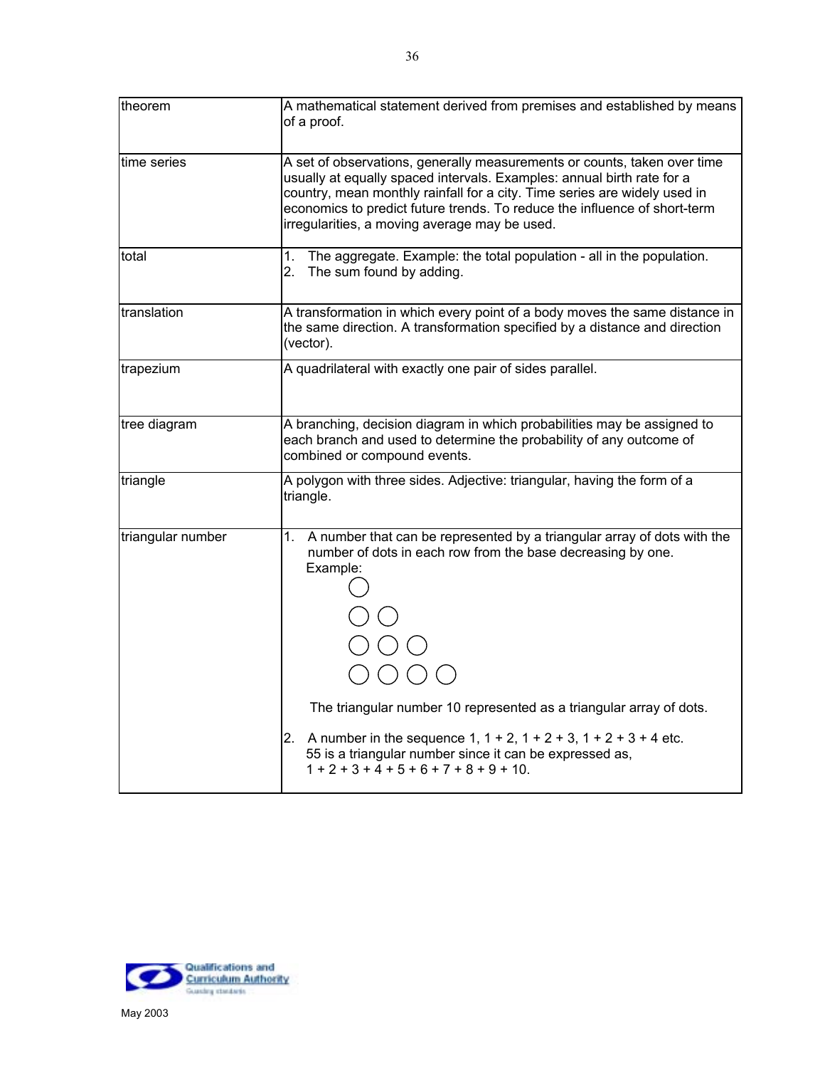| | |
|---|---|
| theorem | A mathematical statement derived from premises and established by means of a proof. |
| time series | A set of observations, generally measurements or counts, taken over time usually at equally spaced intervals. Examples: annual birth rate for a country, mean monthly rainfall for a city. Time series are widely used in economics to predict future trends. To reduce the influence of short-term irregularities, a moving average may be used. |
| total | 1. The aggregate. Example: the total population - all in the population.<br>2. The sum found by adding. |
| translation | A transformation in which every point of a body moves the same distance in the same direction. A transformation specified by a distance and direction (vector). |
| trapezium | A quadrilateral with exactly one pair of sides parallel. |
| tree diagram | A branching, decision diagram in which probabilities may be assigned to each branch and used to determine the probability of any outcome of combined or compound events. |
| triangle | A polygon with three sides. Adjective: triangular, having the form of a triangle. |
| triangular number | 1. A number that can be represented by a triangular array of dots with the number of dots in each row from the base decreasing by one.<br>Example:<br>○<br>○ ○<br>○ ○ ○<br>○ ○ ○ ○<br>The triangular number 10 represented as a triangular array of dots.<br>2. A number in the sequence 1, 1 + 2, 1 + 2 + 3, 1 + 2 + 3 + 4 etc.<br>55 is a triangular number since it can be expressed as,<br>1 + 2 + 3 + 4 + 5 + 6 + 7 + 8 + 9 + 10. |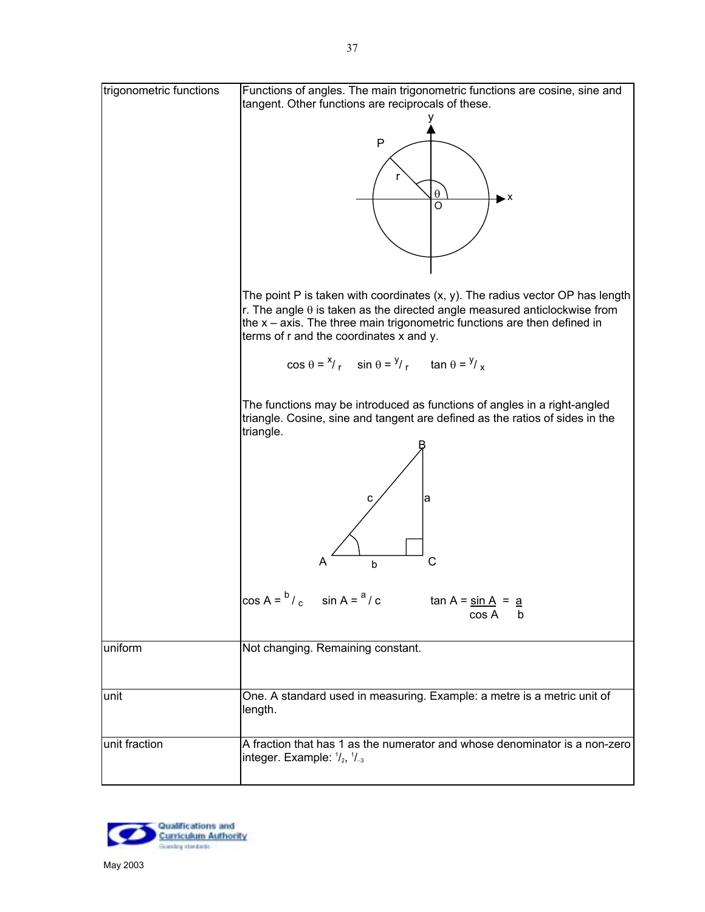| | |
|---|---|
| trigonometric functions | Functions of angles. The main trigonometric functions are cosine, sine and tangent. Other functions are reciprocals of these.<br><br>The point P is taken with coordinates (x, y). The radius vector OP has length r. The angle $\theta$ is taken as the directed angle measured anticlockwise from the x – axis. The three main trigonometric functions are then defined in terms of r and the coordinates x and y.<br><br>$\cos\theta = {}^{x}/_{r}$ $\sin\theta = {}^{y}/_{r}$ $\tan\theta = {}^{y}/_{x}$<br><br>The functions may be introduced as functions of angles in a right-angled triangle. Cosine, sine and tangent are defined as the ratios of sides in the triangle.<br><br>$\cos A = {}^{b}/_{c}$ $\sin A = {}^{a}/c$ $\tan A = \dfrac{\sin A}{\cos A} = \dfrac{a}{b}$ |
| uniform | Not changing. Remaining constant. |
| unit | One. A standard used in measuring. Example: a metre is a metric unit of length. |
| unit fraction | A fraction that has 1 as the numerator and whose denominator is a non-zero integer. Example: ${}^{1}/_{2}$, ${}^{1}/_{-3}$ |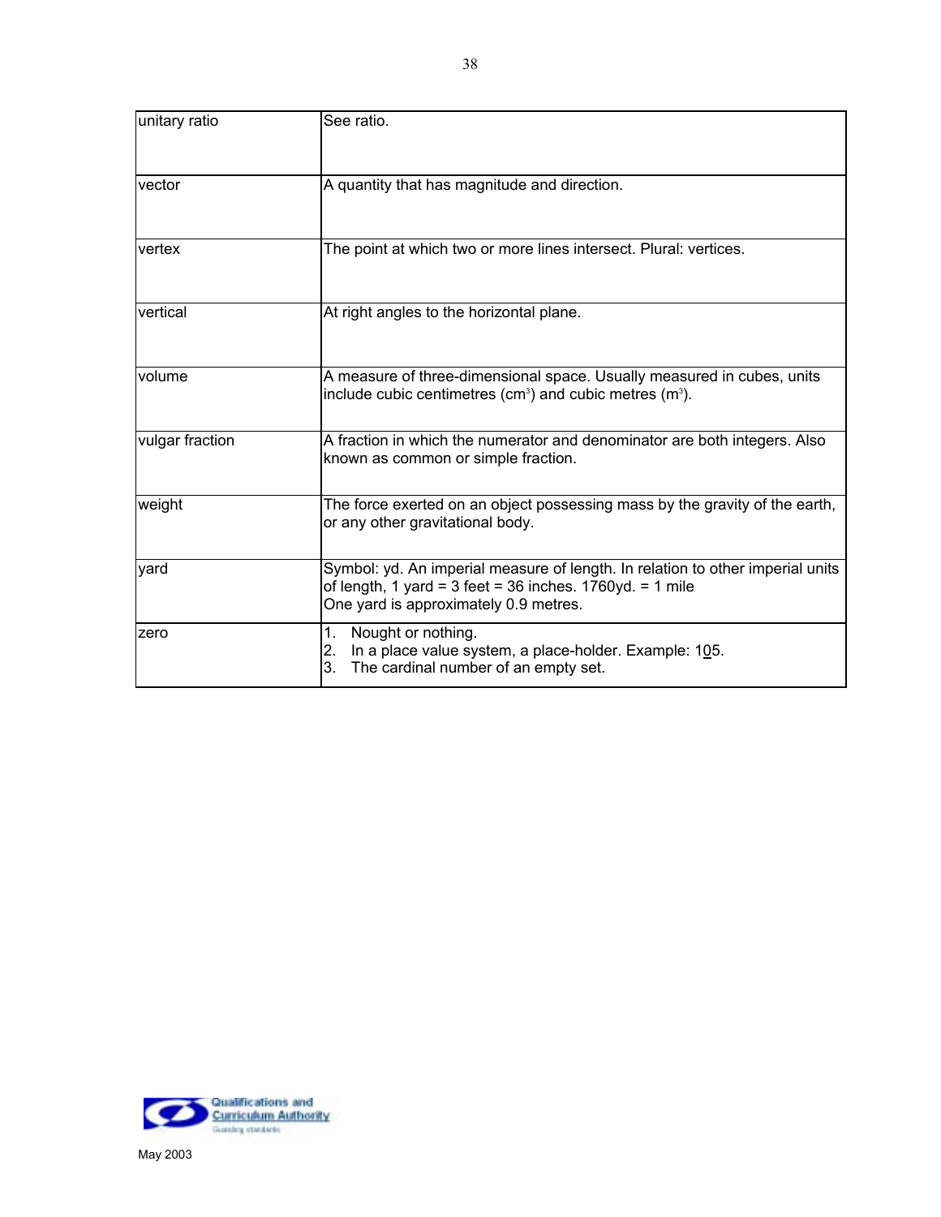| | |
|---|---|
| unitary ratio | See ratio. |
| vector | A quantity that has magnitude and direction. |
| vertex | The point at which two or more lines intersect. Plural: vertices. |
| vertical | At right angles to the horizontal plane. |
| volume | A measure of three-dimensional space. Usually measured in cubes, units include cubic centimetres ($cm^3$) and cubic metres ($m^3$). |
| vulgar fraction | A fraction in which the numerator and denominator are both integers. Also known as common or simple fraction. |
| weight | The force exerted on an object possessing mass by the gravity of the earth, or any other gravitational body. |
| yard | Symbol: yd. An imperial measure of length. In relation to other imperial units of length, 1 yard = 3 feet = 36 inches. 1760yd. = 1 mile<br>One yard is approximately 0.9 metres. |
| zero | 1. Nought or nothing.<br>2. In a place value system, a place-holder. Example: 105.<br>3. The cardinal number of an empty set. |

Qualifications and Curriculum Authority
Guarding standards

May 2003